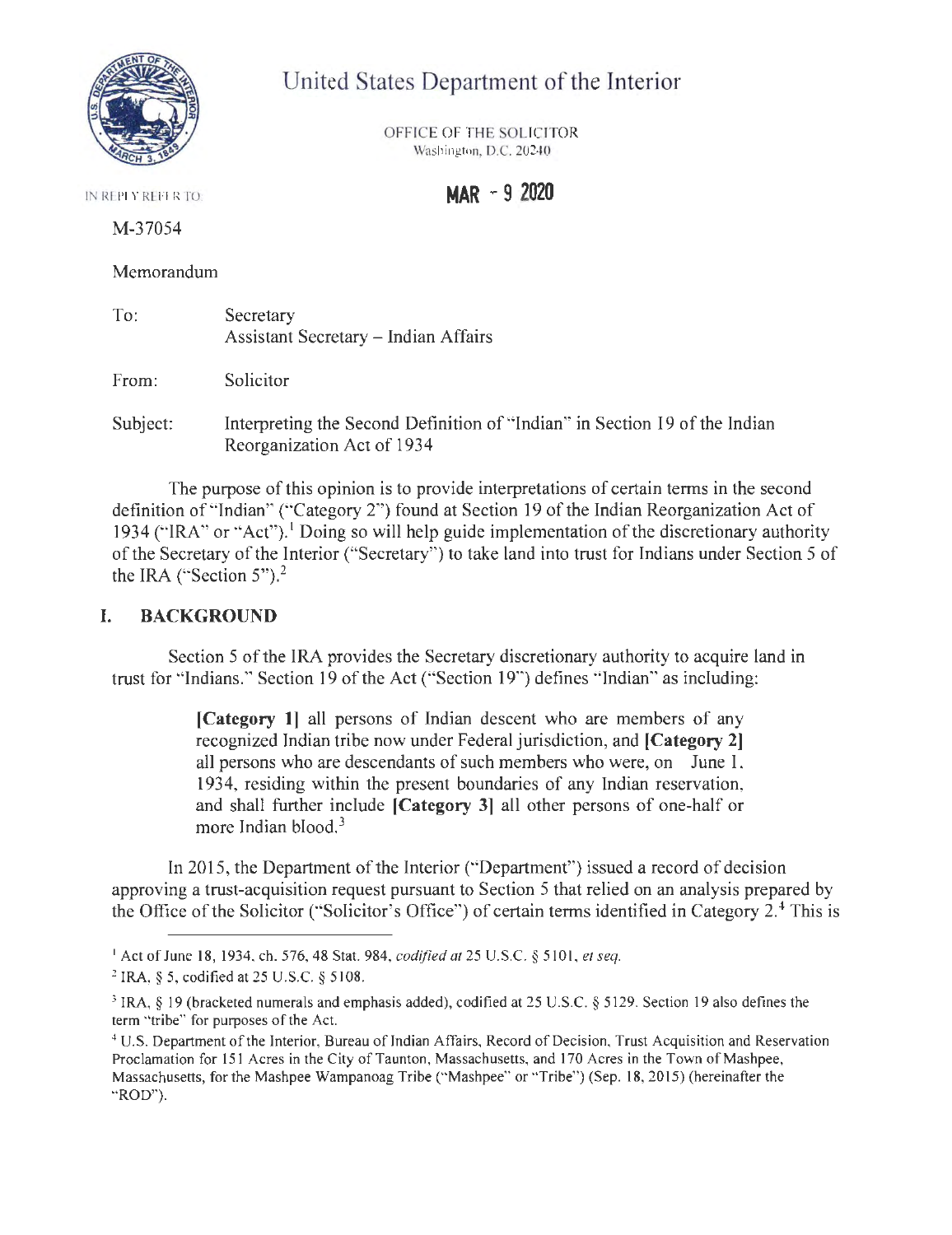# United States Department of the Interior

OFFICE OF THE SOLICITOR
Washington, D.C. 20240

IN REPLY REFER TO:

**MAR - 9 2020**

M-37054

Memorandum

To: Secretary
Assistant Secretary – Indian Affairs

From: Solicitor

Subject: Interpreting the Second Definition of "Indian" in Section 19 of the Indian Reorganization Act of 1934

The purpose of this opinion is to provide interpretations of certain terms in the second definition of "Indian" ("Category 2") found at Section 19 of the Indian Reorganization Act of 1934 ("IRA" or "Act").[1] Doing so will help guide implementation of the discretionary authority of the Secretary of the Interior ("Secretary") to take land into trust for Indians under Section 5 of the IRA ("Section 5").[2]

## I. BACKGROUND

Section 5 of the IRA provides the Secretary discretionary authority to acquire land in trust for "Indians." Section 19 of the Act ("Section 19") defines "Indian" as including:

> **[Category 1]** all persons of Indian descent who are members of any recognized Indian tribe now under Federal jurisdiction, and **[Category 2]** all persons who are descendants of such members who were, on June 1, 1934, residing within the present boundaries of any Indian reservation, and shall further include **[Category 3]** all other persons of one-half or more Indian blood.[3]

In 2015, the Department of the Interior ("Department") issued a record of decision approving a trust-acquisition request pursuant to Section 5 that relied on an analysis prepared by the Office of the Solicitor ("Solicitor's Office") of certain terms identified in Category 2.[4] This is

---

[1] Act of June 18, 1934, ch. 576, 48 Stat. 984, *codified at* 25 U.S.C. § 5101, *et seq.*

[2] IRA, § 5, codified at 25 U.S.C. § 5108.

[3] IRA, § 19 (bracketed numerals and emphasis added), codified at 25 U.S.C. § 5129. Section 19 also defines the term "tribe" for purposes of the Act.

[4] U.S. Department of the Interior, Bureau of Indian Affairs, Record of Decision, Trust Acquisition and Reservation Proclamation for 151 Acres in the City of Taunton, Massachusetts, and 170 Acres in the Town of Mashpee, Massachusetts, for the Mashpee Wampanoag Tribe ("Mashpee" or "Tribe") (Sep. 18, 2015) (hereinafter the "ROD").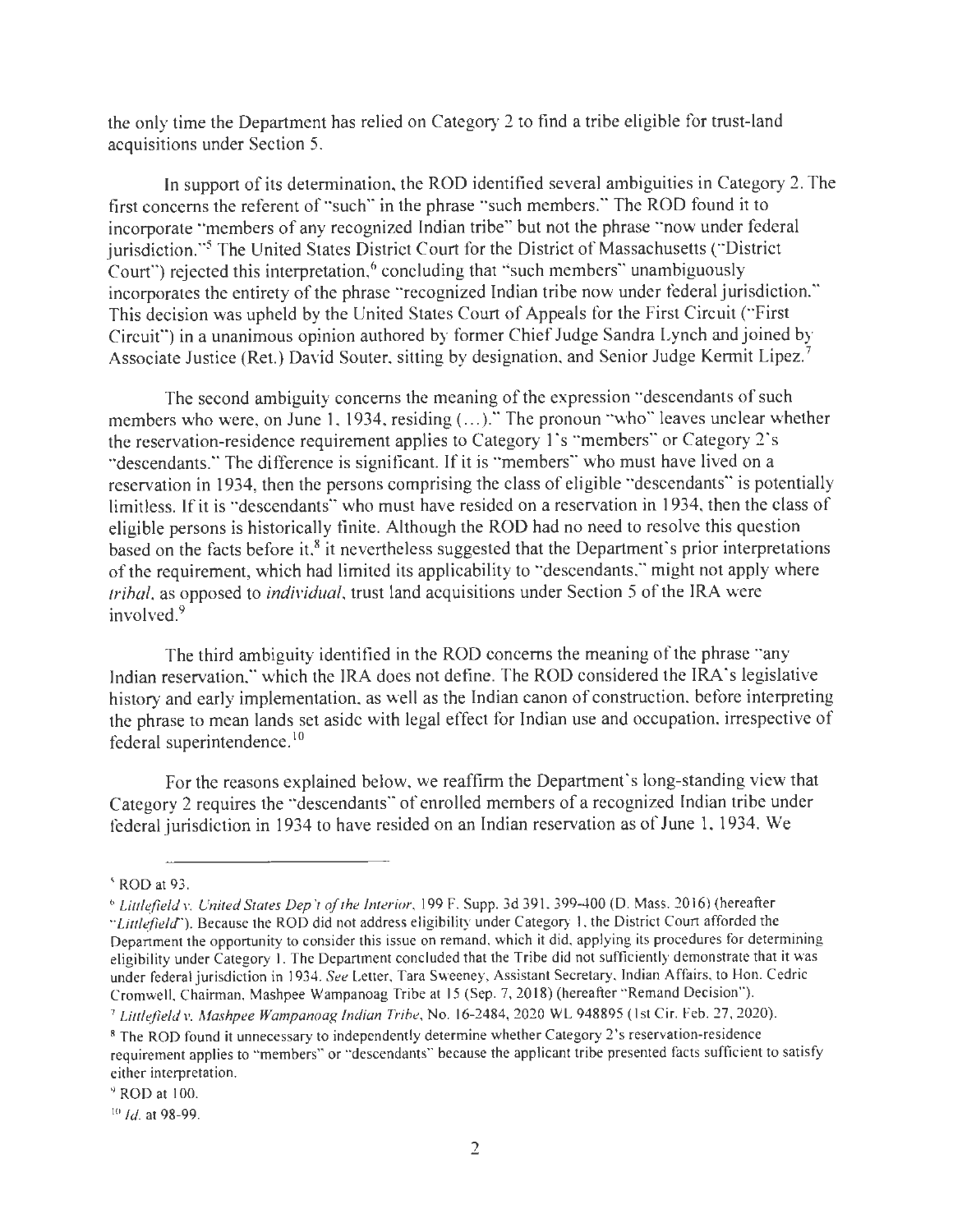the only time the Department has relied on Category 2 to find a tribe eligible for trust-land acquisitions under Section 5.

In support of its determination, the ROD identified several ambiguities in Category 2. The first concerns the referent of "such" in the phrase "such members." The ROD found it to incorporate "members of any recognized Indian tribe" but not the phrase "now under federal jurisdiction."[5] The United States District Court for the District of Massachusetts ("District Court") rejected this interpretation,[6] concluding that "such members" unambiguously incorporates the entirety of the phrase "recognized Indian tribe now under federal jurisdiction." This decision was upheld by the United States Court of Appeals for the First Circuit ("First Circuit") in a unanimous opinion authored by former Chief Judge Sandra Lynch and joined by Associate Justice (Ret.) David Souter, sitting by designation, and Senior Judge Kermit Lipez.[7]

The second ambiguity concerns the meaning of the expression "descendants of such members who were, on June 1, 1934, residing (...)." The pronoun "who" leaves unclear whether the reservation-residence requirement applies to Category 1's "members" or Category 2's "descendants." The difference is significant. If it is "members" who must have lived on a reservation in 1934, then the persons comprising the class of eligible "descendants" is potentially limitless. If it is "descendants" who must have resided on a reservation in 1934, then the class of eligible persons is historically finite. Although the ROD had no need to resolve this question based on the facts before it,[8] it nevertheless suggested that the Department's prior interpretations of the requirement, which had limited its applicability to "descendants," might not apply where *tribal*, as opposed to *individual*, trust land acquisitions under Section 5 of the IRA were involved.[9]

The third ambiguity identified in the ROD concerns the meaning of the phrase "any Indian reservation," which the IRA does not define. The ROD considered the IRA's legislative history and early implementation, as well as the Indian canon of construction, before interpreting the phrase to mean lands set aside with legal effect for Indian use and occupation, irrespective of federal superintendence.[10]

For the reasons explained below, we reaffirm the Department's long-standing view that Category 2 requires the "descendants" of enrolled members of a recognized Indian tribe under federal jurisdiction in 1934 to have resided on an Indian reservation as of June 1, 1934. We

---

[5] ROD at 93.

[6] *Littlefield v. United States Dep't of the Interior*, 199 F. Supp. 3d 391, 399-400 (D. Mass. 2016) (hereafter "*Littlefield*"). Because the ROD did not address eligibility under Category 1, the District Court afforded the Department the opportunity to consider this issue on remand, which it did, applying its procedures for determining eligibility under Category 1. The Department concluded that the Tribe did not sufficiently demonstrate that it was under federal jurisdiction in 1934. *See* Letter, Tara Sweeney, Assistant Secretary, Indian Affairs, to Hon. Cedric Cromwell, Chairman, Mashpee Wampanoag Tribe at 15 (Sep. 7, 2018) (hereafter "Remand Decision").

[7] *Littlefield v. Mashpee Wampanoag Indian Tribe*, No. 16-2484, 2020 WL 948895 (1st Cir. Feb. 27, 2020).

[8] The ROD found it unnecessary to independently determine whether Category 2's reservation-residence requirement applies to "members" or "descendants" because the applicant tribe presented facts sufficient to satisfy either interpretation.

[9] ROD at 100.

[10] *Id.* at 98-99.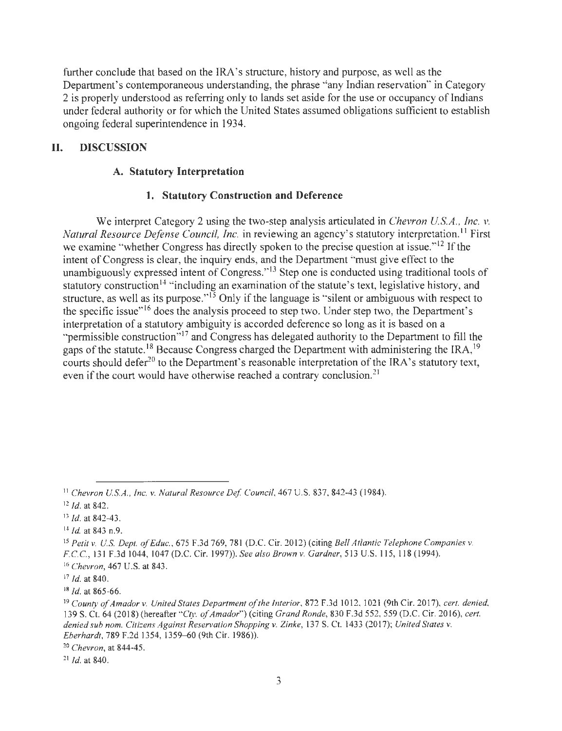further conclude that based on the IRA's structure, history and purpose, as well as the Department's contemporaneous understanding, the phrase "any Indian reservation" in Category 2 is properly understood as referring only to lands set aside for the use or occupancy of Indians under federal authority or for which the United States assumed obligations sufficient to establish ongoing federal superintendence in 1934.

## II. DISCUSSION

### A. Statutory Interpretation

#### 1. Statutory Construction and Deference

We interpret Category 2 using the two-step analysis articulated in *Chevron U.S.A., Inc. v. Natural Resource Defense Council, Inc.* in reviewing an agency's statutory interpretation.[11] First we examine "whether Congress has directly spoken to the precise question at issue."[12] If the intent of Congress is clear, the inquiry ends, and the Department "must give effect to the unambiguously expressed intent of Congress."[13] Step one is conducted using traditional tools of statutory construction[14] "including an examination of the statute's text, legislative history, and structure, as well as its purpose."[15] Only if the language is "silent or ambiguous with respect to the specific issue"[16] does the analysis proceed to step two. Under step two, the Department's interpretation of a statutory ambiguity is accorded deference so long as it is based on a "permissible construction"[17] and Congress has delegated authority to the Department to fill the gaps of the statute.[18] Because Congress charged the Department with administering the IRA,[19] courts should defer[20] to the Department's reasonable interpretation of the IRA's statutory text, even if the court would have otherwise reached a contrary conclusion.[21]

---

[11] *Chevron U.S.A., Inc. v. Natural Resource Def. Council*, 467 U.S. 837, 842-43 (1984).

[12] *Id.* at 842.

[13] *Id.* at 842-43.

[14] *Id.* at 843 n.9.

[15] *Petit v. U.S. Dept. of Educ.*, 675 F.3d 769, 781 (D.C. Cir. 2012) (citing *Bell Atlantic Telephone Companies v. F.C.C.*, 131 F.3d 1044, 1047 (D.C. Cir. 1997)). *See also Brown v. Gardner*, 513 U.S. 115, 118 (1994).

[16] *Chevron*, 467 U.S. at 843.

[17] *Id.* at 840.

[18] *Id.* at 865-66.

[19] *County of Amador v. United States Department of the Interior*, 872 F.3d 1012, 1021 (9th Cir. 2017), *cert. denied*, 139 S. Ct. 64 (2018) (hereafter "*Cty. of Amador*") (citing *Grand Ronde*, 830 F.3d 552, 559 (D.C. Cir. 2016), *cert. denied sub nom. Citizens Against Reservation Shopping v. Zinke*, 137 S. Ct. 1433 (2017); *United States v. Eberhardt*, 789 F.2d 1354, 1359–60 (9th Cir. 1986)).

[20] *Chevron*, at 844-45.

[21] *Id.* at 840.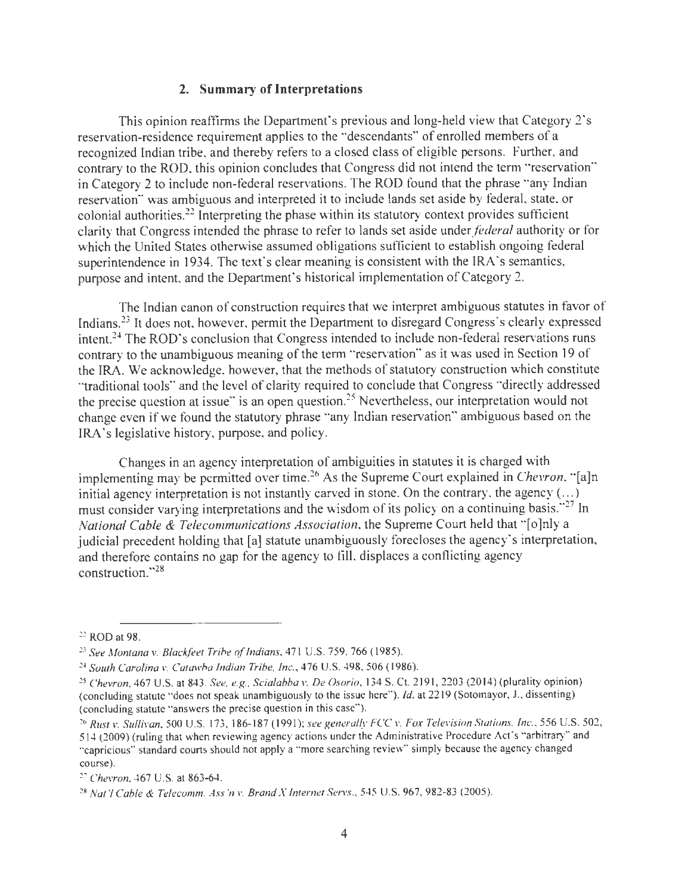## 2. Summary of Interpretations

This opinion reaffirms the Department's previous and long-held view that Category 2's reservation-residence requirement applies to the "descendants" of enrolled members of a recognized Indian tribe, and thereby refers to a closed class of eligible persons. Further, and contrary to the ROD, this opinion concludes that Congress did not intend the term "reservation" in Category 2 to include non-federal reservations. The ROD found that the phrase "any Indian reservation" was ambiguous and interpreted it to include lands set aside by federal, state, or colonial authorities.[22] Interpreting the phase within its statutory context provides sufficient clarity that Congress intended the phrase to refer to lands set aside under *federal* authority or for which the United States otherwise assumed obligations sufficient to establish ongoing federal superintendence in 1934. The text's clear meaning is consistent with the IRA's semantics, purpose and intent, and the Department's historical implementation of Category 2.

The Indian canon of construction requires that we interpret ambiguous statutes in favor of Indians.[23] It does not, however, permit the Department to disregard Congress's clearly expressed intent.[24] The ROD's conclusion that Congress intended to include non-federal reservations runs contrary to the unambiguous meaning of the term "reservation" as it was used in Section 19 of the IRA. We acknowledge, however, that the methods of statutory construction which constitute "traditional tools" and the level of clarity required to conclude that Congress "directly addressed the precise question at issue" is an open question.[25] Nevertheless, our interpretation would not change even if we found the statutory phrase "any Indian reservation" ambiguous based on the IRA's legislative history, purpose, and policy.

Changes in an agency interpretation of ambiguities in statutes it is charged with implementing may be permitted over time.[26] As the Supreme Court explained in *Chevron*, "[a]n initial agency interpretation is not instantly carved in stone. On the contrary, the agency (…) must consider varying interpretations and the wisdom of its policy on a continuing basis."[27] In *National Cable & Telecommunications Association*, the Supreme Court held that "[o]nly a judicial precedent holding that [a] statute unambiguously forecloses the agency's interpretation, and therefore contains no gap for the agency to fill, displaces a conflicting agency construction."[28]

---

[22] ROD at 98.

[23] *See Montana v. Blackfeet Tribe of Indians*, 471 U.S. 759, 766 (1985).

[24] *South Carolina v. Catawba Indian Tribe, Inc.*, 476 U.S. 498, 506 (1986).

[25] *Chevron*, 467 U.S. at 843. *See, e.g., Scialabba v. De Osorio*, 134 S. Ct. 2191, 2203 (2014) (plurality opinion) (concluding statute "does not speak unambiguously to the issue here"). *Id.* at 2219 (Sotomayor, J., dissenting) (concluding statute "answers the precise question in this case").

[26] *Rust v. Sullivan*, 500 U.S. 173, 186-187 (1991); *see generally FCC v. Fox Television Stations, Inc.*, 556 U.S. 502, 514 (2009) (ruling that when reviewing agency actions under the Administrative Procedure Act's "arbitrary" and "capricious" standard courts should not apply a "more searching review" simply because the agency changed course).

[27] *Chevron*, 467 U.S. at 863-64.

[28] *Nat'l Cable & Telecomm. Ass'n v. Brand X Internet Servs.*, 545 U.S. 967, 982-83 (2005).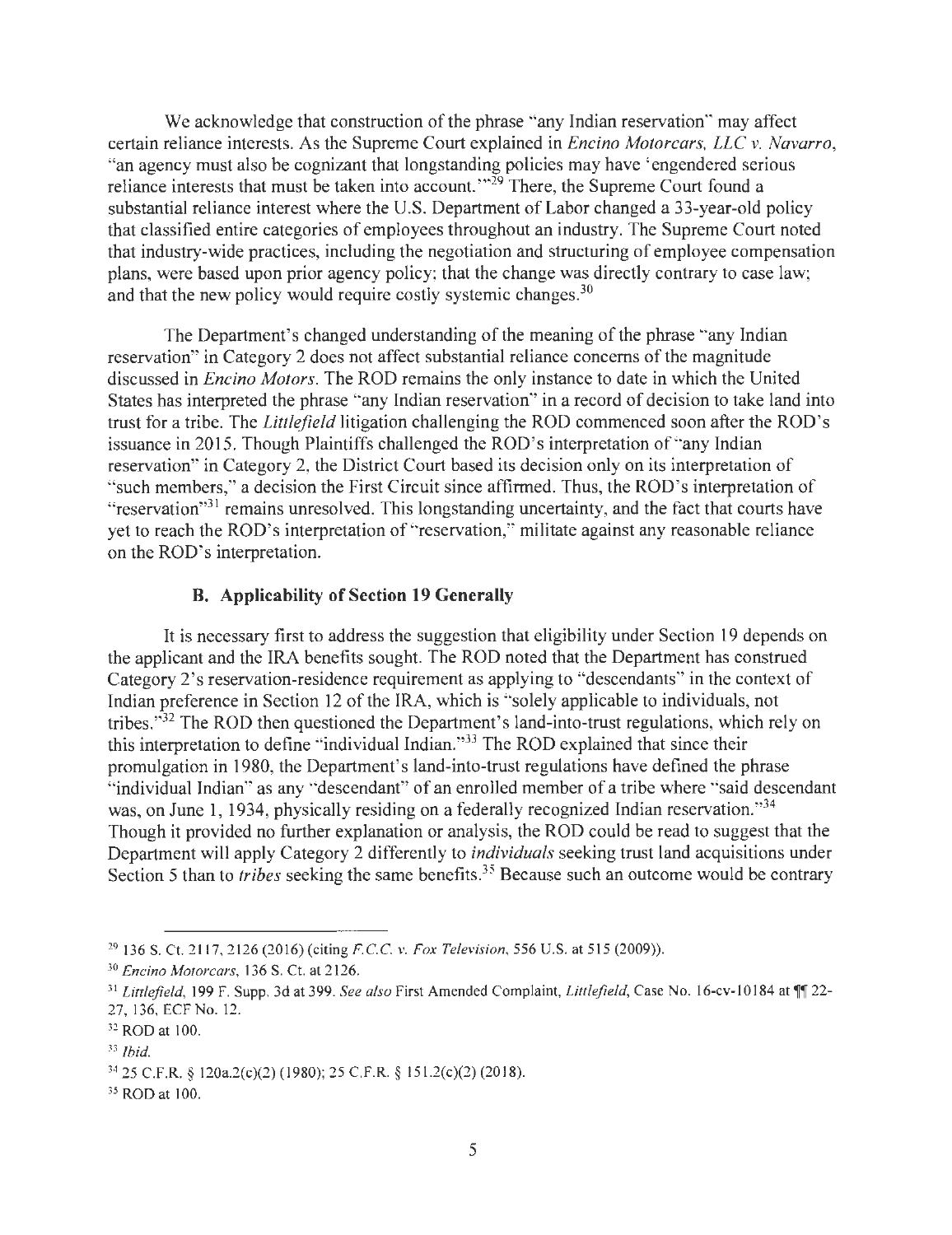We acknowledge that construction of the phrase "any Indian reservation" may affect certain reliance interests. As the Supreme Court explained in *Encino Motorcars, LLC v. Navarro*, "an agency must also be cognizant that longstanding policies may have 'engendered serious reliance interests that must be taken into account.'"[29] There, the Supreme Court found a substantial reliance interest where the U.S. Department of Labor changed a 33-year-old policy that classified entire categories of employees throughout an industry. The Supreme Court noted that industry-wide practices, including the negotiation and structuring of employee compensation plans, were based upon prior agency policy; that the change was directly contrary to case law; and that the new policy would require costly systemic changes.[30]

The Department's changed understanding of the meaning of the phrase "any Indian reservation" in Category 2 does not affect substantial reliance concerns of the magnitude discussed in *Encino Motors*. The ROD remains the only instance to date in which the United States has interpreted the phrase "any Indian reservation" in a record of decision to take land into trust for a tribe. The *Littlefield* litigation challenging the ROD commenced soon after the ROD's issuance in 2015. Though Plaintiffs challenged the ROD's interpretation of "any Indian reservation" in Category 2, the District Court based its decision only on its interpretation of "such members," a decision the First Circuit since affirmed. Thus, the ROD's interpretation of "reservation"[31] remains unresolved. This longstanding uncertainty, and the fact that courts have yet to reach the ROD's interpretation of "reservation," militate against any reasonable reliance on the ROD's interpretation.

### B. Applicability of Section 19 Generally

It is necessary first to address the suggestion that eligibility under Section 19 depends on the applicant and the IRA benefits sought. The ROD noted that the Department has construed Category 2's reservation-residence requirement as applying to "descendants" in the context of Indian preference in Section 12 of the IRA, which is "solely applicable to individuals, not tribes."[32] The ROD then questioned the Department's land-into-trust regulations, which rely on this interpretation to define "individual Indian."[33] The ROD explained that since their promulgation in 1980, the Department's land-into-trust regulations have defined the phrase "individual Indian" as any "descendant" of an enrolled member of a tribe where "said descendant was, on June 1, 1934, physically residing on a federally recognized Indian reservation."[34] Though it provided no further explanation or analysis, the ROD could be read to suggest that the Department will apply Category 2 differently to *individuals* seeking trust land acquisitions under Section 5 than to *tribes* seeking the same benefits.[35] Because such an outcome would be contrary

---

[29] 136 S. Ct. 2117, 2126 (2016) (citing *F.C.C. v. Fox Television*, 556 U.S. at 515 (2009)).

[30] *Encino Motorcars*, 136 S. Ct. at 2126.

[31] *Littlefield*, 199 F. Supp. 3d at 399. *See also* First Amended Complaint, *Littlefield*, Case No. 16-cv-10184 at ¶¶ 22-27, 136, ECF No. 12.

[32] ROD at 100.

[33] *Ibid.*

[34] 25 C.F.R. § 120a.2(c)(2) (1980); 25 C.F.R. § 151.2(c)(2) (2018).

[35] ROD at 100.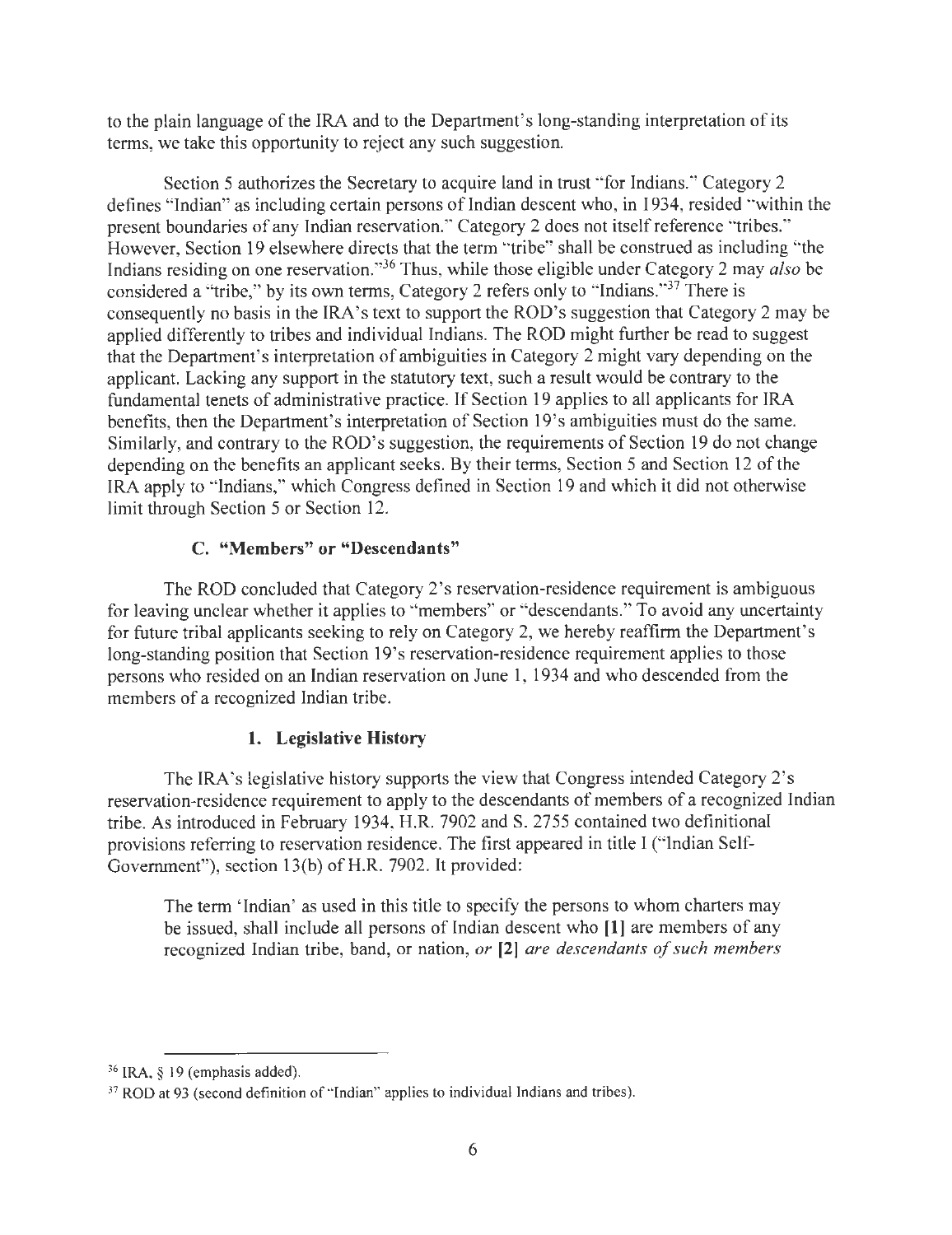to the plain language of the IRA and to the Department's long-standing interpretation of its terms, we take this opportunity to reject any such suggestion.

Section 5 authorizes the Secretary to acquire land in trust "for Indians." Category 2 defines "Indian" as including certain persons of Indian descent who, in 1934, resided "within the present boundaries of any Indian reservation." Category 2 does not itself reference "tribes." However, Section 19 elsewhere directs that the term "tribe" shall be construed as including "the Indians residing on one reservation."[36] Thus, while those eligible under Category 2 may *also* be considered a "tribe," by its own terms, Category 2 refers only to "Indians."[37] There is consequently no basis in the IRA's text to support the ROD's suggestion that Category 2 may be applied differently to tribes and individual Indians. The ROD might further be read to suggest that the Department's interpretation of ambiguities in Category 2 might vary depending on the applicant. Lacking any support in the statutory text, such a result would be contrary to the fundamental tenets of administrative practice. If Section 19 applies to all applicants for IRA benefits, then the Department's interpretation of Section 19's ambiguities must do the same. Similarly, and contrary to the ROD's suggestion, the requirements of Section 19 do not change depending on the benefits an applicant seeks. By their terms, Section 5 and Section 12 of the IRA apply to "Indians," which Congress defined in Section 19 and which it did not otherwise limit through Section 5 or Section 12.

### C. "Members" or "Descendants"

The ROD concluded that Category 2's reservation-residence requirement is ambiguous for leaving unclear whether it applies to "members" or "descendants." To avoid any uncertainty for future tribal applicants seeking to rely on Category 2, we hereby reaffirm the Department's long-standing position that Section 19's reservation-residence requirement applies to those persons who resided on an Indian reservation on June 1, 1934 and who descended from the members of a recognized Indian tribe.

#### 1. Legislative History

The IRA's legislative history supports the view that Congress intended Category 2's reservation-residence requirement to apply to the descendants of members of a recognized Indian tribe. As introduced in February 1934, H.R. 7902 and S. 2755 contained two definitional provisions referring to reservation residence. The first appeared in title I ("Indian Self-Government"), section 13(b) of H.R. 7902. It provided:

> The term 'Indian' as used in this title to specify the persons to whom charters may be issued, shall include all persons of Indian descent who **[1]** are members of any recognized Indian tribe, band, or nation, *or* **[2]** *are descendants of such members*

---

[36] IRA, § 19 (emphasis added).

[37] ROD at 93 (second definition of "Indian" applies to individual Indians and tribes).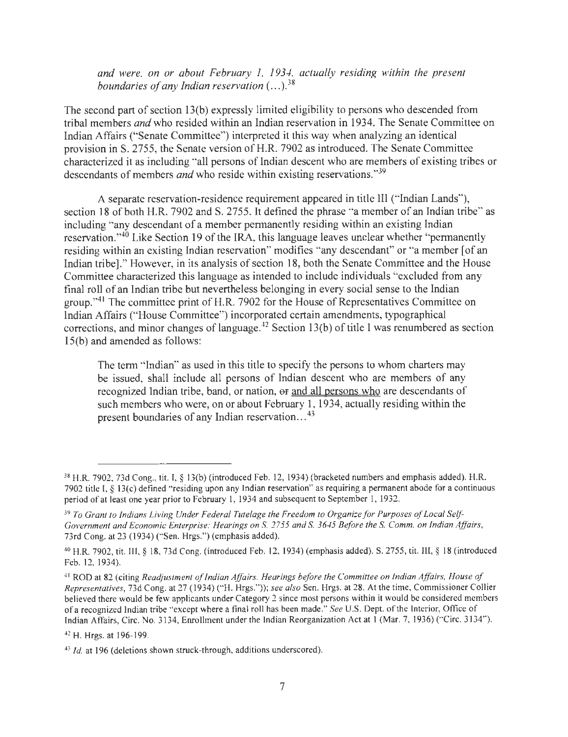*and were, on or about February 1, 1934, actually residing within the present boundaries of any Indian reservation (…).*[38]

The second part of section 13(b) expressly limited eligibility to persons who descended from tribal members *and* who resided within an Indian reservation in 1934. The Senate Committee on Indian Affairs ("Senate Committee") interpreted it this way when analyzing an identical provision in S. 2755, the Senate version of H.R. 7902 as introduced. The Senate Committee characterized it as including "all persons of Indian descent who are members of existing tribes or descendants of members *and* who reside within existing reservations."[39]

A separate reservation-residence requirement appeared in title III ("Indian Lands"), section 18 of both H.R. 7902 and S. 2755. It defined the phrase "a member of an Indian tribe" as including "any descendant of a member permanently residing within an existing Indian reservation."[40] Like Section 19 of the IRA, this language leaves unclear whether "permanently residing within an existing Indian reservation" modifies "any descendant" or "a member [of an Indian tribe]." However, in its analysis of section 18, both the Senate Committee and the House Committee characterized this language as intended to include individuals "excluded from any final roll of an Indian tribe but nevertheless belonging in every social sense to the Indian group."[41] The committee print of H.R. 7902 for the House of Representatives Committee on Indian Affairs ("House Committee") incorporated certain amendments, typographical corrections, and minor changes of language.[42] Section 13(b) of title I was renumbered as section 15(b) and amended as follows:

> The term "Indian" as used in this title to specify the persons to whom charters may be issued, shall include all persons of Indian descent who are members of any recognized Indian tribe, band, or nation, ~~or~~ <u>and all persons who</u> are descendants of such members who were, on or about February 1, 1934, actually residing within the present boundaries of any Indian reservation…[43]

---

[38] H.R. 7902, 73d Cong., tit. I, § 13(b) (introduced Feb. 12, 1934) (bracketed numbers and emphasis added). H.R. 7902 title I, § 13(c) defined "residing upon any Indian reservation" as requiring a permanent abode for a continuous period of at least one year prior to February 1, 1934 and subsequent to September 1, 1932.

[39] *To Grant to Indians Living Under Federal Tutelage the Freedom to Organize for Purposes of Local Self-Government and Economic Enterprise: Hearings on S. 2755 and S. 3645 Before the S. Comm. on Indian Affairs*, 73rd Cong. at 23 (1934) ("Sen. Hrgs.") (emphasis added).

[40] H.R. 7902, tit. III, § 18, 73d Cong. (introduced Feb. 12, 1934) (emphasis added). S. 2755, tit. III, § 18 (introduced Feb. 12, 1934).

[41] ROD at 82 (citing *Readjustment of Indian Affairs. Hearings before the Committee on Indian Affairs, House of Representatives*, 73d Cong. at 27 (1934) ("H. Hrgs.")); *see also* Sen. Hrgs. at 28. At the time, Commissioner Collier believed there would be few applicants under Category 2 since most persons within it would be considered members of a recognized Indian tribe "except where a final roll has been made." *See* U.S. Dept. of the Interior, Office of Indian Affairs, Circ. No. 3134, Enrollment under the Indian Reorganization Act at 1 (Mar. 7, 1936) ("Circ. 3134").

[42] H. Hrgs. at 196-199.

[43] *Id.* at 196 (deletions shown struck-through, additions underscored).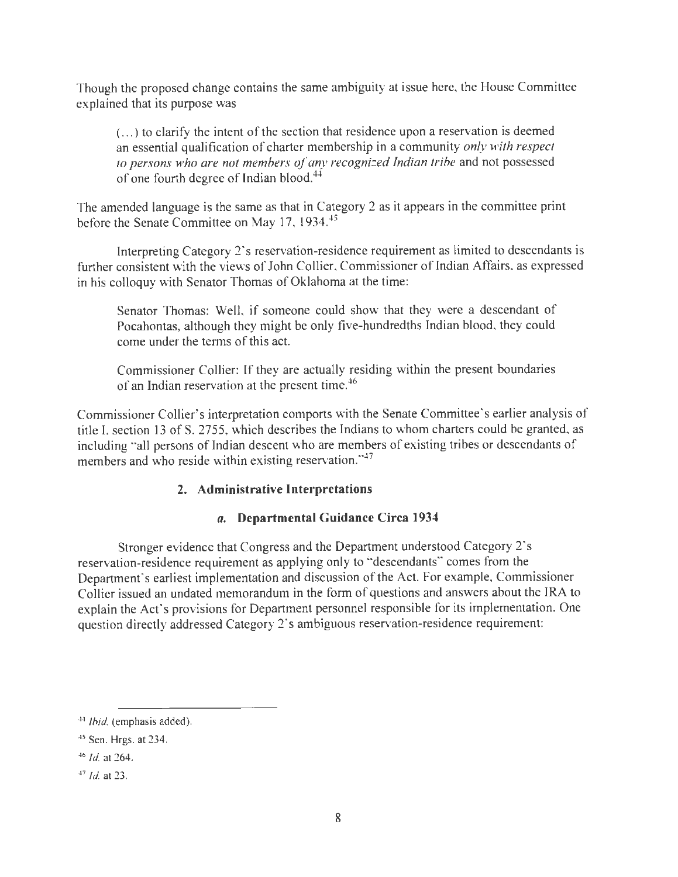Though the proposed change contains the same ambiguity at issue here, the House Committee explained that its purpose was

> (...) to clarify the intent of the section that residence upon a reservation is deemed an essential qualification of charter membership in a community *only with respect to persons who are not members of any recognized Indian tribe* and not possessed of one fourth degree of Indian blood.[44]

The amended language is the same as that in Category 2 as it appears in the committee print before the Senate Committee on May 17, 1934.[45]

Interpreting Category 2's reservation-residence requirement as limited to descendants is further consistent with the views of John Collier, Commissioner of Indian Affairs, as expressed in his colloquy with Senator Thomas of Oklahoma at the time:

> Senator Thomas: Well, if someone could show that they were a descendant of Pocahontas, although they might be only five-hundredths Indian blood, they could come under the terms of this act.
>
> Commissioner Collier: If they are actually residing within the present boundaries of an Indian reservation at the present time.[46]

Commissioner Collier's interpretation comports with the Senate Committee's earlier analysis of title I, section 13 of S. 2755, which describes the Indians to whom charters could be granted, as including "all persons of Indian descent who are members of existing tribes or descendants of members and who reside within existing reservation."[47]

### 2. Administrative Interpretations

#### *a.* Departmental Guidance Circa 1934

Stronger evidence that Congress and the Department understood Category 2's reservation-residence requirement as applying only to "descendants" comes from the Department's earliest implementation and discussion of the Act. For example, Commissioner Collier issued an undated memorandum in the form of questions and answers about the IRA to explain the Act's provisions for Department personnel responsible for its implementation. One question directly addressed Category 2's ambiguous reservation-residence requirement:

---

[44] *Ibid.* (emphasis added).

[45] Sen. Hrgs. at 234.

[46] *Id.* at 264.

[47] *Id.* at 23.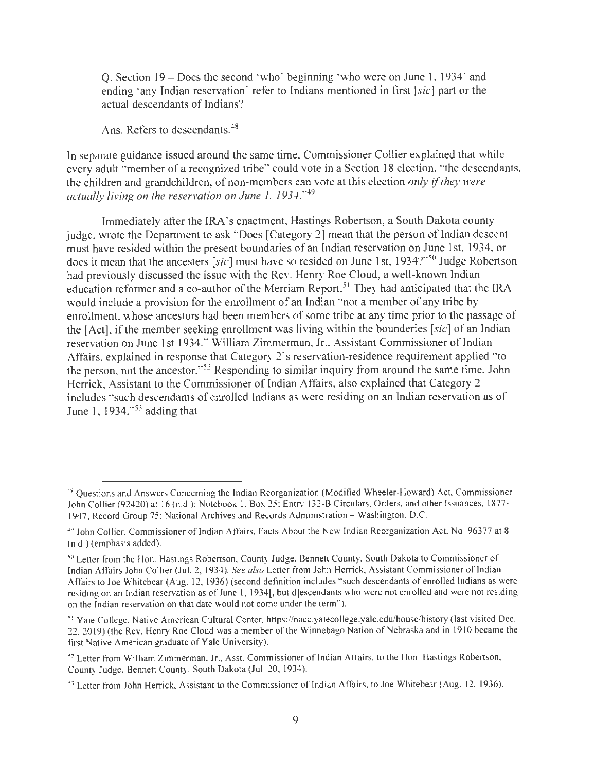Q. Section 19 – Does the second 'who' beginning 'who were on June 1, 1934' and ending 'any Indian reservation' refer to Indians mentioned in first [*sic*] part or the actual descendants of Indians?

Ans. Refers to descendants.[48]

In separate guidance issued around the same time, Commissioner Collier explained that while every adult "member of a recognized tribe" could vote in a Section 18 election, "the descendants, the children and grandchildren, of non-members can vote at this election *only if they were actually living on the reservation on June 1, 1934*."[49]

Immediately after the IRA's enactment, Hastings Robertson, a South Dakota county judge, wrote the Department to ask "Does [Category 2] mean that the person of Indian descent must have resided within the present boundaries of an Indian reservation on June 1st, 1934, or does it mean that the ancesters [*sic*] must have so resided on June 1st, 1934?"[50] Judge Robertson had previously discussed the issue with the Rev. Henry Roe Cloud, a well-known Indian education reformer and a co-author of the Merriam Report.[51] They had anticipated that the IRA would include a provision for the enrollment of an Indian "not a member of any tribe by enrollment, whose ancestors had been members of some tribe at any time prior to the passage of the [Act], if the member seeking enrollment was living within the bounderies [*sic*] of an Indian reservation on June 1st 1934." William Zimmerman, Jr., Assistant Commissioner of Indian Affairs, explained in response that Category 2's reservation-residence requirement applied "to the person, not the ancestor."[52] Responding to similar inquiry from around the same time, John Herrick, Assistant to the Commissioner of Indian Affairs, also explained that Category 2 includes "such descendants of enrolled Indians as were residing on an Indian reservation as of June 1, 1934,"[53] adding that

---

[48] Questions and Answers Concerning the Indian Reorganization (Modified Wheeler-Howard) Act, Commissioner John Collier (92420) at 16 (n.d.); Notebook 1, Box 25; Entry 132-B Circulars, Orders, and other Issuances, 1877-1947; Record Group 75; National Archives and Records Administration – Washington, D.C.

[49] John Collier, Commissioner of Indian Affairs, Facts About the New Indian Reorganization Act, No. 96377 at 8 (n.d.) (emphasis added).

[50] Letter from the Hon. Hastings Robertson, County Judge, Bennett County, South Dakota to Commissioner of Indian Affairs John Collier (Jul. 2, 1934). *See also* Letter from John Herrick, Assistant Commissioner of Indian Affairs to Joe Whitebear (Aug. 12, 1936) (second definition includes "such descendants of enrolled Indians as were residing on an Indian reservation as of June 1, 1934[, but d]escendants who were not enrolled and were not residing on the Indian reservation on that date would not come under the term").

[51] Yale College, Native American Cultural Center, https://nacc.yalecollege.yale.edu/house/history (last visited Dec. 22, 2019) (the Rev. Henry Roe Cloud was a member of the Winnebago Nation of Nebraska and in 1910 became the first Native American graduate of Yale University).

[52] Letter from William Zimmerman, Jr., Asst. Commissioner of Indian Affairs, to the Hon. Hastings Robertson, County Judge, Bennett County, South Dakota (Jul. 20, 1934).

[53] Letter from John Herrick, Assistant to the Commissioner of Indian Affairs, to Joe Whitebear (Aug. 12, 1936).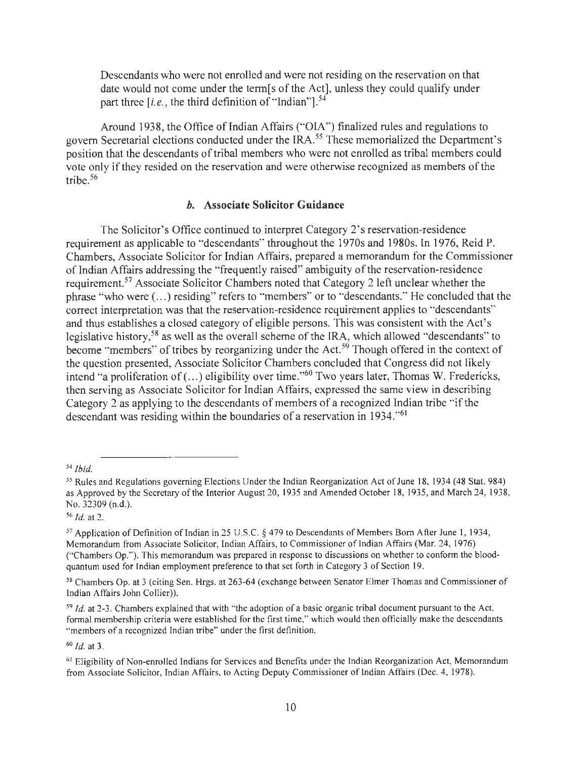Descendants who were not enrolled and were not residing on the reservation on that date would not come under the term[s of the Act], unless they could qualify under part three [*i.e.*, the third definition of "Indian"].[54]

Around 1938, the Office of Indian Affairs ("OIA") finalized rules and regulations to govern Secretarial elections conducted under the IRA.[55] These memorialized the Department's position that the descendants of tribal members who were not enrolled as tribal members could vote only if they resided on the reservation and were otherwise recognized as members of the tribe.[56]

### *b.* Associate Solicitor Guidance

The Solicitor's Office continued to interpret Category 2's reservation-residence requirement as applicable to "descendants" throughout the 1970s and 1980s. In 1976, Reid P. Chambers, Associate Solicitor for Indian Affairs, prepared a memorandum for the Commissioner of Indian Affairs addressing the "frequently raised" ambiguity of the reservation-residence requirement.[57] Associate Solicitor Chambers noted that Category 2 left unclear whether the phrase "who were (...) residing" refers to "members" or to "descendants." He concluded that the correct interpretation was that the reservation-residence requirement applies to "descendants" and thus establishes a closed category of eligible persons. This was consistent with the Act's legislative history,[58] as well as the overall scheme of the IRA, which allowed "descendants" to become "members" of tribes by reorganizing under the Act.[59] Though offered in the context of the question presented, Associate Solicitor Chambers concluded that Congress did not likely intend "a proliferation of (...) eligibility over time."[60] Two years later, Thomas W. Fredericks, then serving as Associate Solicitor for Indian Affairs, expressed the same view in describing Category 2 as applying to the descendants of members of a recognized Indian tribe "if the descendant was residing within the boundaries of a reservation in 1934."[61]

---

[54] *Ibid.*

[55] Rules and Regulations governing Elections Under the Indian Reorganization Act of June 18, 1934 (48 Stat. 984) as Approved by the Secretary of the Interior August 20, 1935 and Amended October 18, 1935, and March 24, 1938, No. 32309 (n.d.).

[56] *Id.* at 2.

[57] Application of Definition of Indian in 25 U.S.C. § 479 to Descendants of Members Born After June 1, 1934, Memorandum from Associate Solicitor, Indian Affairs, to Commissioner of Indian Affairs (Mar. 24, 1976) ("Chambers Op."). This memorandum was prepared in response to discussions on whether to conform the blood-quantum used for Indian employment preference to that set forth in Category 3 of Section 19.

[58] Chambers Op. at 3 (citing Sen. Hrgs. at 263-64 (exchange between Senator Elmer Thomas and Commissioner of Indian Affairs John Collier)).

[59] *Id.* at 2-3. Chambers explained that with "the adoption of a basic organic tribal document pursuant to the Act, formal membership criteria were established for the first time," which would then officially make the descendants "members of a recognized Indian tribe" under the first definition.

[60] *Id.* at 3.

[61] Eligibility of Non-enrolled Indians for Services and Benefits under the Indian Reorganization Act, Memorandum from Associate Solicitor, Indian Affairs, to Acting Deputy Commissioner of Indian Affairs (Dec. 4, 1978).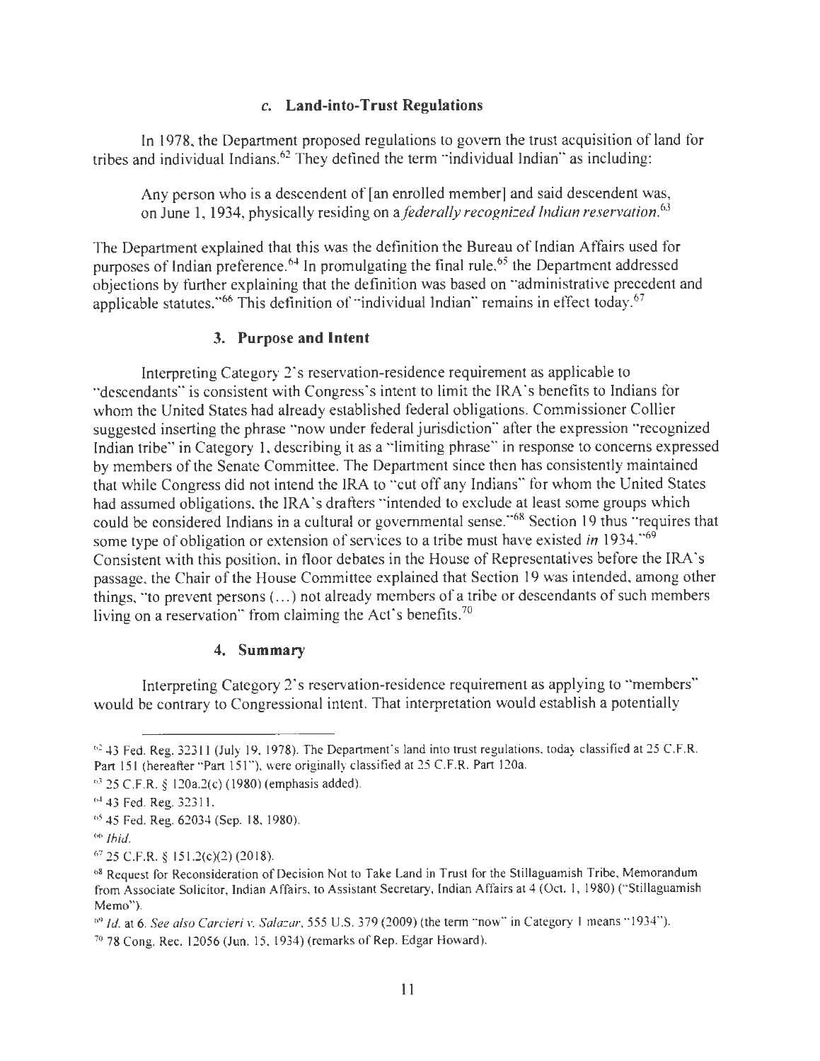### c. Land-into-Trust Regulations

In 1978, the Department proposed regulations to govern the trust acquisition of land for tribes and individual Indians.[62] They defined the term "individual Indian" as including:

> Any person who is a descendent of [an enrolled member] and said descendent was, on June 1, 1934, physically residing on a *federally recognized Indian reservation*.[63]

The Department explained that this was the definition the Bureau of Indian Affairs used for purposes of Indian preference.[64] In promulgating the final rule,[65] the Department addressed objections by further explaining that the definition was based on "administrative precedent and applicable statutes."[66] This definition of "individual Indian" remains in effect today.[67]

### 3. Purpose and Intent

Interpreting Category 2's reservation-residence requirement as applicable to "descendants" is consistent with Congress's intent to limit the IRA's benefits to Indians for whom the United States had already established federal obligations. Commissioner Collier suggested inserting the phrase "now under federal jurisdiction" after the expression "recognized Indian tribe" in Category 1, describing it as a "limiting phrase" in response to concerns expressed by members of the Senate Committee. The Department since then has consistently maintained that while Congress did not intend the IRA to "cut off any Indians" for whom the United States had assumed obligations, the IRA's drafters "intended to exclude at least some groups which could be considered Indians in a cultural or governmental sense."[68] Section 19 thus "requires that some type of obligation or extension of services to a tribe must have existed *in* 1934."[69] Consistent with this position, in floor debates in the House of Representatives before the IRA's passage, the Chair of the House Committee explained that Section 19 was intended, among other things, "to prevent persons (...) not already members of a tribe or descendants of such members living on a reservation" from claiming the Act's benefits.[70]

### 4. Summary

Interpreting Category 2's reservation-residence requirement as applying to "members" would be contrary to Congressional intent. That interpretation would establish a potentially

---

[62] 43 Fed. Reg. 32311 (July 19, 1978). The Department's land into trust regulations, today classified at 25 C.F.R. Part 151 (hereafter "Part 151"), were originally classified at 25 C.F.R. Part 120a.

[63] 25 C.F.R. § 120a.2(c) (1980) (emphasis added).

[64] 43 Fed. Reg. 32311.

[65] 45 Fed. Reg. 62034 (Sep. 18, 1980).

[66] *Ibid.*

[67] 25 C.F.R. § 151.2(c)(2) (2018).

[68] Request for Reconsideration of Decision Not to Take Land in Trust for the Stillaguamish Tribe, Memorandum from Associate Solicitor, Indian Affairs, to Assistant Secretary, Indian Affairs at 4 (Oct. 1, 1980) ("Stillaguamish Memo").

[69] *Id.* at 6. *See also Carcieri v. Salazar*, 555 U.S. 379 (2009) (the term "now" in Category 1 means "1934").

[70] 78 Cong. Rec. 12056 (Jun. 15, 1934) (remarks of Rep. Edgar Howard).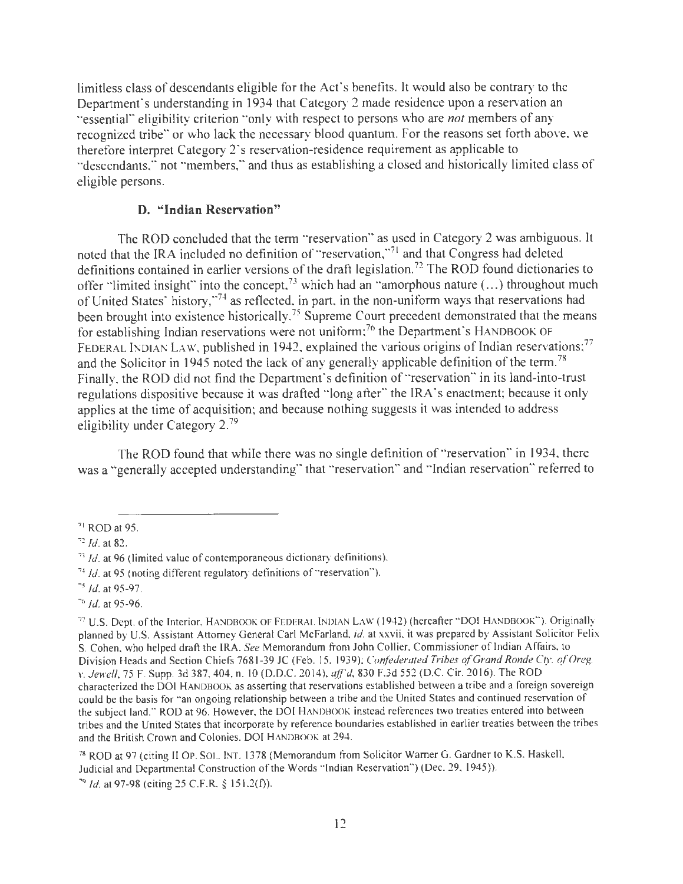limitless class of descendants eligible for the Act's benefits. It would also be contrary to the Department's understanding in 1934 that Category 2 made residence upon a reservation an "essential" eligibility criterion "only with respect to persons who are *not* members of any recognized tribe" or who lack the necessary blood quantum. For the reasons set forth above, we therefore interpret Category 2's reservation-residence requirement as applicable to "descendants," not "members," and thus as establishing a closed and historically limited class of eligible persons.

### D. "Indian Reservation"

The ROD concluded that the term "reservation" as used in Category 2 was ambiguous. It noted that the IRA included no definition of "reservation,"[71] and that Congress had deleted definitions contained in earlier versions of the draft legislation.[72] The ROD found dictionaries to offer "limited insight" into the concept,[73] which had an "amorphous nature (…) throughout much of United States' history,"[74] as reflected, in part, in the non-uniform ways that reservations had been brought into existence historically.[75] Supreme Court precedent demonstrated that the means for establishing Indian reservations were not uniform;[76] the Department's HANDBOOK OF FEDERAL INDIAN LAW, published in 1942, explained the various origins of Indian reservations;[77] and the Solicitor in 1945 noted the lack of any generally applicable definition of the term.[78] Finally, the ROD did not find the Department's definition of "reservation" in its land-into-trust regulations dispositive because it was drafted "long after" the IRA's enactment; because it only applies at the time of acquisition; and because nothing suggests it was intended to address eligibility under Category 2.[79]

The ROD found that while there was no single definition of "reservation" in 1934, there was a "generally accepted understanding" that "reservation" and "Indian reservation" referred to

---

[71] ROD at 95.

[72] *Id.* at 82.

[73] *Id.* at 96 (limited value of contemporaneous dictionary definitions).

[74] *Id.* at 95 (noting different regulatory definitions of "reservation").

[75] *Id.* at 95-97.

[76] *Id.* at 95-96.

[77] U.S. Dept. of the Interior, HANDBOOK OF FEDERAL INDIAN LAW (1942) (hereafter "DOI HANDBOOK"). Originally planned by U.S. Assistant Attorney General Carl McFarland, *id.* at xxvii, it was prepared by Assistant Solicitor Felix S. Cohen, who helped draft the IRA. *See* Memorandum from John Collier, Commissioner of Indian Affairs, to Division Heads and Section Chiefs 7681-39 JC (Feb. 15, 1939); *Confederated Tribes of Grand Ronde Cty. of Oreg. v. Jewell*, 75 F. Supp. 3d 387, 404, n. 10 (D.D.C. 2014), *aff'd*, 830 F.3d 552 (D.C. Cir. 2016). The ROD characterized the DOI HANDBOOK as asserting that reservations established between a tribe and a foreign sovereign could be the basis for "an ongoing relationship between a tribe and the United States and continued reservation of the subject land." ROD at 96. However, the DOI HANDBOOK instead references two treaties entered into between tribes and the United States that incorporate by reference boundaries established in earlier treaties between the tribes and the British Crown and Colonies. DOI HANDBOOK at 294.

[78] ROD at 97 (citing II OP. SOL. INT. 1378 (Memorandum from Solicitor Warner G. Gardner to K.S. Haskell, Judicial and Departmental Construction of the Words "Indian Reservation") (Dec. 29, 1945)).

[79] *Id.* at 97-98 (citing 25 C.F.R. § 151.2(f)).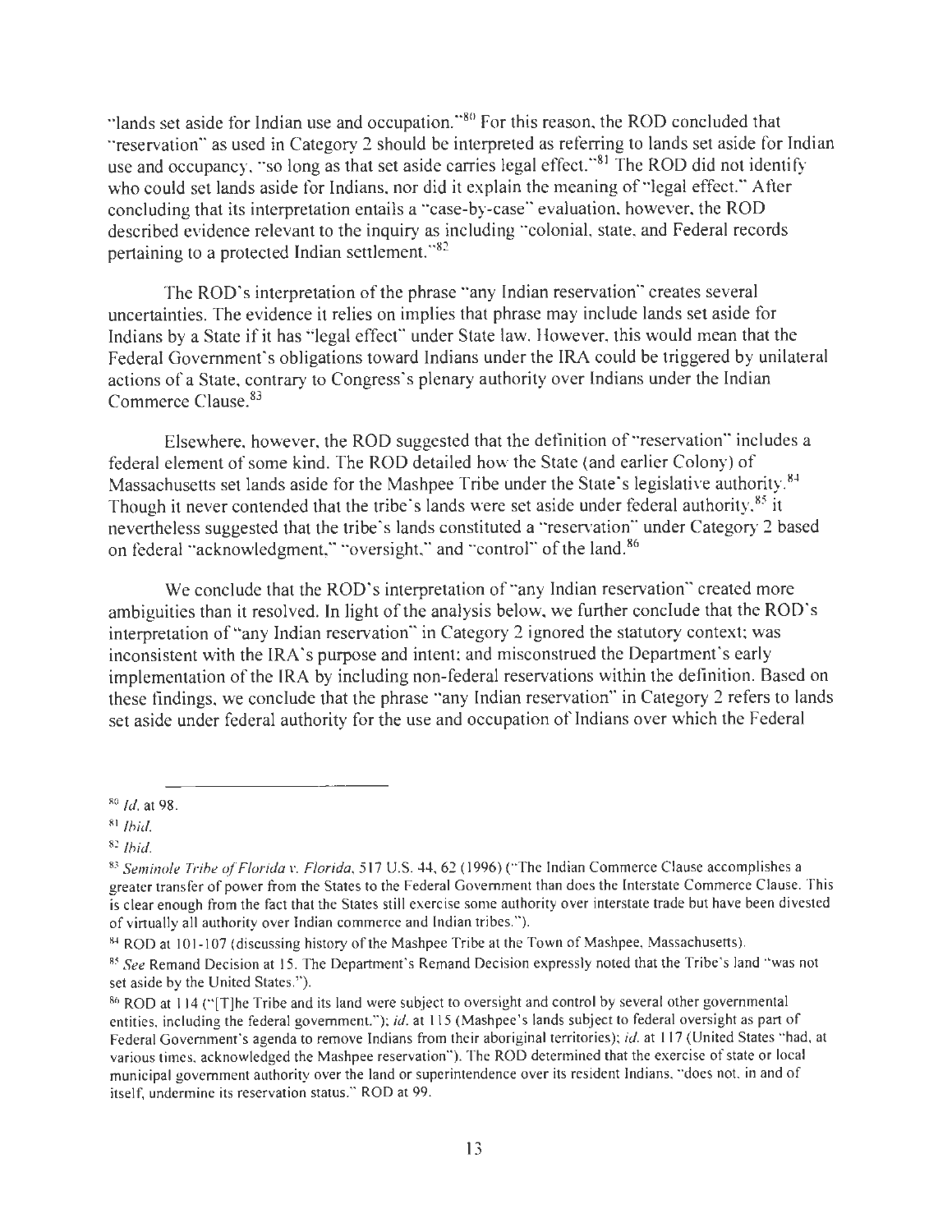"lands set aside for Indian use and occupation."[80] For this reason, the ROD concluded that "reservation" as used in Category 2 should be interpreted as referring to lands set aside for Indian use and occupancy, "so long as that set aside carries legal effect."[81] The ROD did not identify who could set lands aside for Indians, nor did it explain the meaning of "legal effect." After concluding that its interpretation entails a "case-by-case" evaluation, however, the ROD described evidence relevant to the inquiry as including "colonial, state, and Federal records pertaining to a protected Indian settlement."[82]

The ROD's interpretation of the phrase "any Indian reservation" creates several uncertainties. The evidence it relies on implies that phrase may include lands set aside for Indians by a State if it has "legal effect" under State law. However, this would mean that the Federal Government's obligations toward Indians under the IRA could be triggered by unilateral actions of a State, contrary to Congress's plenary authority over Indians under the Indian Commerce Clause.[83]

Elsewhere, however, the ROD suggested that the definition of "reservation" includes a federal element of some kind. The ROD detailed how the State (and earlier Colony) of Massachusetts set lands aside for the Mashpee Tribe under the State's legislative authority.[84] Though it never contended that the tribe's lands were set aside under federal authority,[85] it nevertheless suggested that the tribe's lands constituted a "reservation" under Category 2 based on federal "acknowledgment," "oversight," and "control" of the land.[86]

We conclude that the ROD's interpretation of "any Indian reservation" created more ambiguities than it resolved. In light of the analysis below, we further conclude that the ROD's interpretation of "any Indian reservation" in Category 2 ignored the statutory context; was inconsistent with the IRA's purpose and intent; and misconstrued the Department's early implementation of the IRA by including non-federal reservations within the definition. Based on these findings, we conclude that the phrase "any Indian reservation" in Category 2 refers to lands set aside under federal authority for the use and occupation of Indians over which the Federal

---

[80] *Id.* at 98.

[81] *Ibid.*

[82] *Ibid.*

[83] *Seminole Tribe of Florida v. Florida*, 517 U.S. 44, 62 (1996) ("The Indian Commerce Clause accomplishes a greater transfer of power from the States to the Federal Government than does the Interstate Commerce Clause. This is clear enough from the fact that the States still exercise some authority over interstate trade but have been divested of virtually all authority over Indian commerce and Indian tribes.").

[84] ROD at 101-107 (discussing history of the Mashpee Tribe at the Town of Mashpee, Massachusetts).

[85] *See* Remand Decision at 15. The Department's Remand Decision expressly noted that the Tribe's land "was not set aside by the United States.").

[86] ROD at 114 ("[T]he Tribe and its land were subject to oversight and control by several other governmental entities, including the federal government."); *id.* at 115 (Mashpee's lands subject to federal oversight as part of Federal Government's agenda to remove Indians from their aboriginal territories); *id.* at 117 (United States "had, at various times, acknowledged the Mashpee reservation"). The ROD determined that the exercise of state or local municipal government authority over the land or superintendence over its resident Indians, "does not, in and of itself, undermine its reservation status." ROD at 99.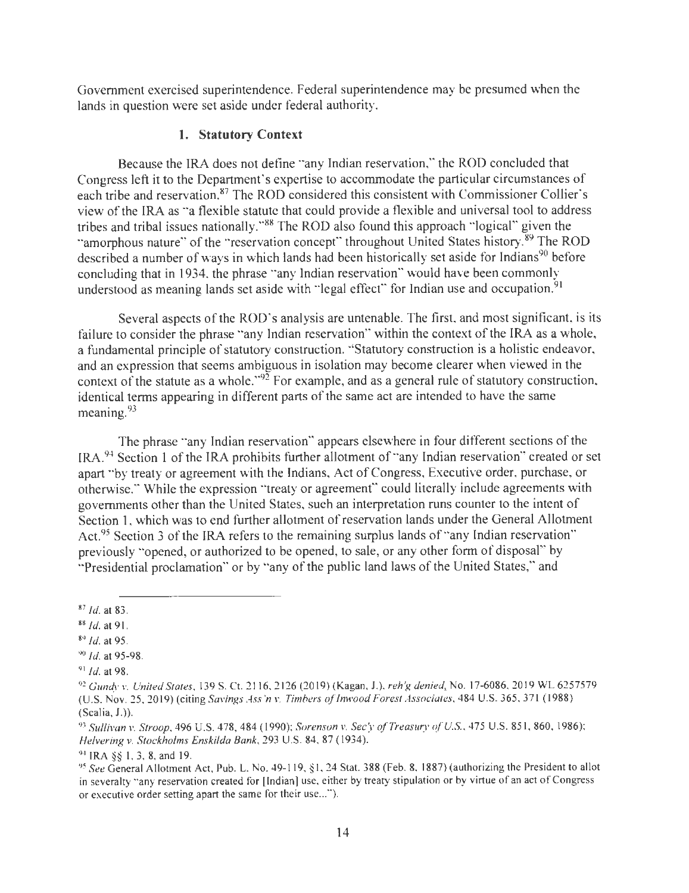Government exercised superintendence. Federal superintendence may be presumed when the lands in question were set aside under federal authority.

### 1. Statutory Context

Because the IRA does not define "any Indian reservation," the ROD concluded that Congress left it to the Department's expertise to accommodate the particular circumstances of each tribe and reservation.[87] The ROD considered this consistent with Commissioner Collier's view of the IRA as "a flexible statute that could provide a flexible and universal tool to address tribes and tribal issues nationally."[88] The ROD also found this approach "logical" given the "amorphous nature" of the "reservation concept" throughout United States history.[89] The ROD described a number of ways in which lands had been historically set aside for Indians[90] before concluding that in 1934, the phrase "any Indian reservation" would have been commonly understood as meaning lands set aside with "legal effect" for Indian use and occupation.[91]

Several aspects of the ROD's analysis are untenable. The first, and most significant, is its failure to consider the phrase "any Indian reservation" within the context of the IRA as a whole, a fundamental principle of statutory construction. "Statutory construction is a holistic endeavor, and an expression that seems ambiguous in isolation may become clearer when viewed in the context of the statute as a whole."[92] For example, and as a general rule of statutory construction, identical terms appearing in different parts of the same act are intended to have the same meaning.[93]

The phrase "any Indian reservation" appears elsewhere in four different sections of the IRA.[94] Section 1 of the IRA prohibits further allotment of "any Indian reservation" created or set apart "by treaty or agreement with the Indians, Act of Congress, Executive order, purchase, or otherwise." While the expression "treaty or agreement" could literally include agreements with governments other than the United States, such an interpretation runs counter to the intent of Section 1, which was to end further allotment of reservation lands under the General Allotment Act.[95] Section 3 of the IRA refers to the remaining surplus lands of "any Indian reservation" previously "opened, or authorized to be opened, to sale, or any other form of disposal" by "Presidential proclamation" or by "any of the public land laws of the United States," and

---

[87] *Id.* at 83.

[88] *Id.* at 91.

[89] *Id.* at 95.

[90] *Id.* at 95-98.

[91] *Id.* at 98.

[92] *Gundy v. United States*, 139 S. Ct. 2116, 2126 (2019) (Kagan, J.), *reh'g denied*, No. 17-6086, 2019 WL 6257579 (U.S. Nov. 25, 2019) (citing *Savings Ass'n v. Timbers of Inwood Forest Associates*, 484 U.S. 365, 371 (1988) (Scalia, J.)).

[93] *Sullivan v. Stroop*, 496 U.S. 478, 484 (1990); *Sorenson v. Sec'y of Treasury of U.S.*, 475 U.S. 851, 860, 1986); *Helvering v. Stockholms Enskilda Bank*, 293 U.S. 84, 87 (1934).

[94] IRA §§ 1, 3, 8, and 19.

[95] *See* General Allotment Act, Pub. L. No. 49-119, §1, 24 Stat. 388 (Feb. 8, 1887) (authorizing the President to allot in severalty "any reservation created for [Indian] use, either by treaty stipulation or by virtue of an act of Congress or executive order setting apart the same for their use...").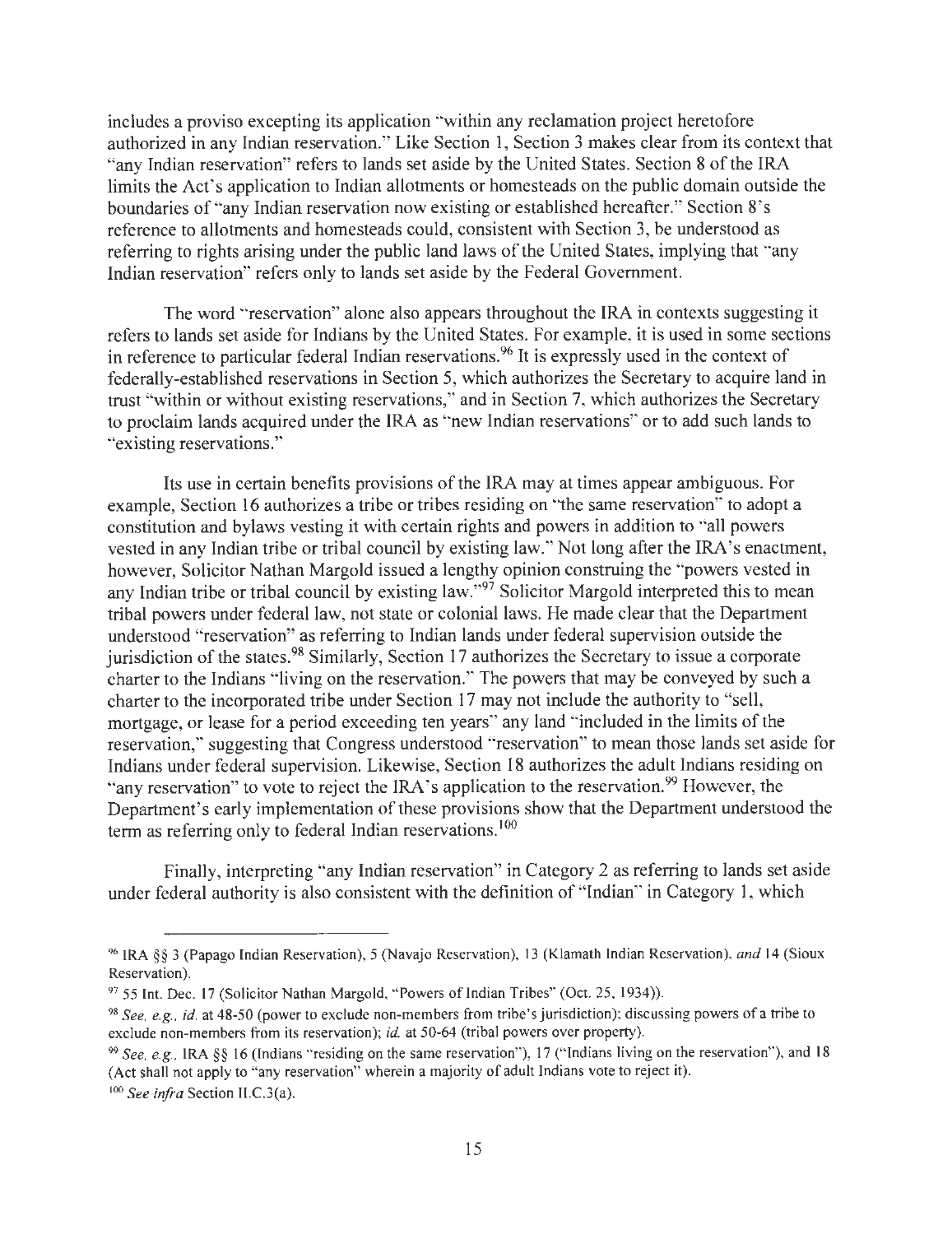includes a proviso excepting its application "within any reclamation project heretofore authorized in any Indian reservation." Like Section 1, Section 3 makes clear from its context that "any Indian reservation" refers to lands set aside by the United States. Section 8 of the IRA limits the Act's application to Indian allotments or homesteads on the public domain outside the boundaries of "any Indian reservation now existing or established hereafter." Section 8's reference to allotments and homesteads could, consistent with Section 3, be understood as referring to rights arising under the public land laws of the United States, implying that "any Indian reservation" refers only to lands set aside by the Federal Government.

The word "reservation" alone also appears throughout the IRA in contexts suggesting it refers to lands set aside for Indians by the United States. For example, it is used in some sections in reference to particular federal Indian reservations.[96] It is expressly used in the context of federally-established reservations in Section 5, which authorizes the Secretary to acquire land in trust "within or without existing reservations," and in Section 7, which authorizes the Secretary to proclaim lands acquired under the IRA as "new Indian reservations" or to add such lands to "existing reservations."

Its use in certain benefits provisions of the IRA may at times appear ambiguous. For example, Section 16 authorizes a tribe or tribes residing on "the same reservation" to adopt a constitution and bylaws vesting it with certain rights and powers in addition to "all powers vested in any Indian tribe or tribal council by existing law." Not long after the IRA's enactment, however, Solicitor Nathan Margold issued a lengthy opinion construing the "powers vested in any Indian tribe or tribal council by existing law."[97] Solicitor Margold interpreted this to mean tribal powers under federal law, not state or colonial laws. He made clear that the Department understood "reservation" as referring to Indian lands under federal supervision outside the jurisdiction of the states.[98] Similarly, Section 17 authorizes the Secretary to issue a corporate charter to the Indians "living on the reservation." The powers that may be conveyed by such a charter to the incorporated tribe under Section 17 may not include the authority to "sell, mortgage, or lease for a period exceeding ten years" any land "included in the limits of the reservation," suggesting that Congress understood "reservation" to mean those lands set aside for Indians under federal supervision. Likewise, Section 18 authorizes the adult Indians residing on "any reservation" to vote to reject the IRA's application to the reservation.[99] However, the Department's early implementation of these provisions show that the Department understood the term as referring only to federal Indian reservations.[100]

Finally, interpreting "any Indian reservation" in Category 2 as referring to lands set aside under federal authority is also consistent with the definition of "Indian" in Category 1, which

---

[96] IRA §§ 3 (Papago Indian Reservation), 5 (Navajo Reservation), 13 (Klamath Indian Reservation), *and* 14 (Sioux Reservation).

[97] 55 Int. Dec. 17 (Solicitor Nathan Margold, "Powers of Indian Tribes" (Oct. 25, 1934)).

[98] *See, e.g., id.* at 48-50 (power to exclude non-members from tribe's jurisdiction); discussing powers of a tribe to exclude non-members from its reservation); *id.* at 50-64 (tribal powers over property).

[99] *See, e.g.*, IRA §§ 16 (Indians "residing on the same reservation"), 17 ("Indians living on the reservation"), and 18 (Act shall not apply to "any reservation" wherein a majority of adult Indians vote to reject it).

[100] *See infra* Section II.C.3(a).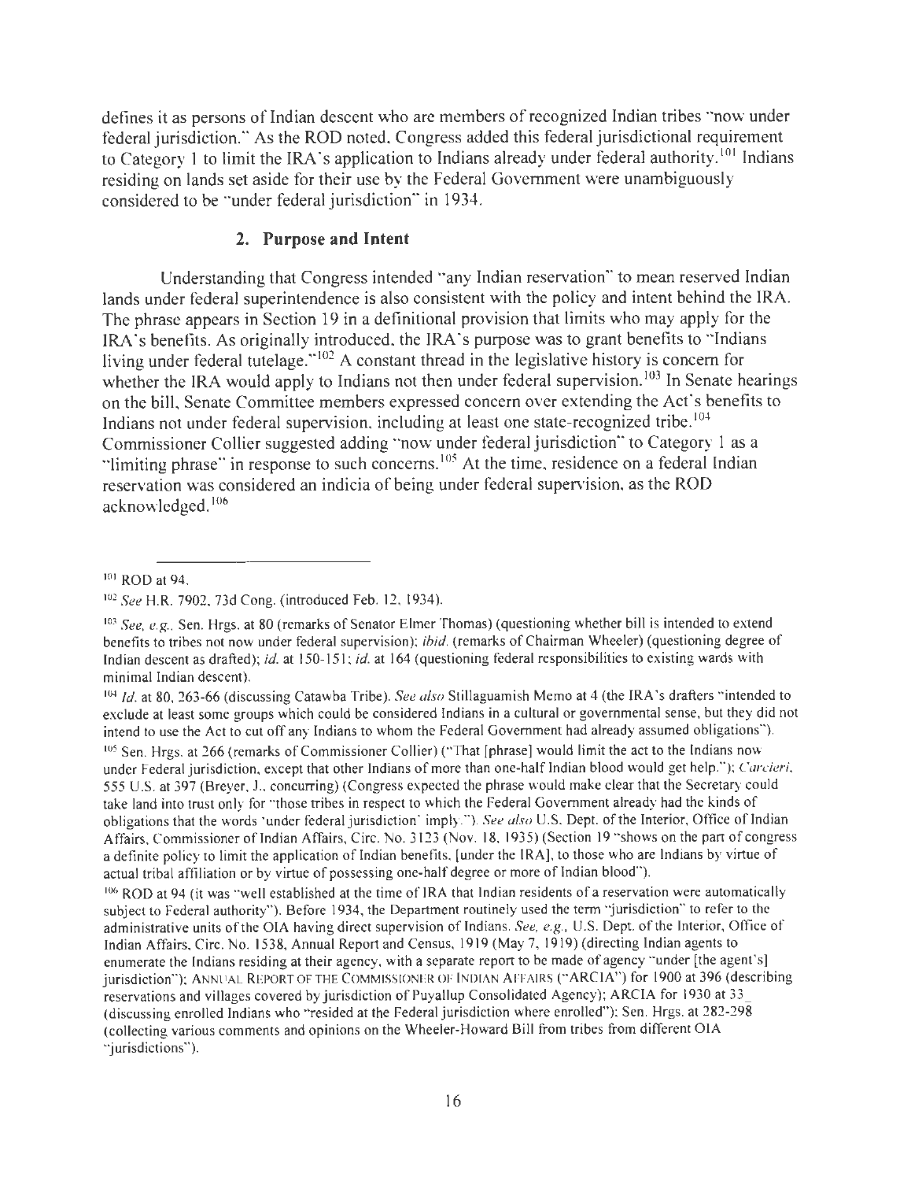defines it as persons of Indian descent who are members of recognized Indian tribes "now under federal jurisdiction." As the ROD noted, Congress added this federal jurisdictional requirement to Category 1 to limit the IRA's application to Indians already under federal authority.[101] Indians residing on lands set aside for their use by the Federal Government were unambiguously considered to be "under federal jurisdiction" in 1934.

### 2. Purpose and Intent

Understanding that Congress intended "any Indian reservation" to mean reserved Indian lands under federal superintendence is also consistent with the policy and intent behind the IRA. The phrase appears in Section 19 in a definitional provision that limits who may apply for the IRA's benefits. As originally introduced, the IRA's purpose was to grant benefits to "Indians living under federal tutelage."[102] A constant thread in the legislative history is concern for whether the IRA would apply to Indians not then under federal supervision.[103] In Senate hearings on the bill, Senate Committee members expressed concern over extending the Act's benefits to Indians not under federal supervision, including at least one state-recognized tribe.[104] Commissioner Collier suggested adding "now under federal jurisdiction" to Category 1 as a "limiting phrase" in response to such concerns.[105] At the time, residence on a federal Indian reservation was considered an indicia of being under federal supervision, as the ROD acknowledged.[106]

---

[101] ROD at 94.

[102] *See* H.R. 7902, 73d Cong. (introduced Feb. 12, 1934).

[103] *See, e.g.*, Sen. Hrgs. at 80 (remarks of Senator Elmer Thomas) (questioning whether bill is intended to extend benefits to tribes not now under federal supervision); *ibid.* (remarks of Chairman Wheeler) (questioning degree of Indian descent as drafted); *id.* at 150-151; *id.* at 164 (questioning federal responsibilities to existing wards with minimal Indian descent).

[104] *Id.* at 80, 263-66 (discussing Catawba Tribe). *See also* Stillaguamish Memo at 4 (the IRA's drafters "intended to exclude at least some groups which could be considered Indians in a cultural or governmental sense, but they did not intend to use the Act to cut off any Indians to whom the Federal Government had already assumed obligations").

[105] Sen. Hrgs. at 266 (remarks of Commissioner Collier) ("That [phrase] would limit the act to the Indians now under Federal jurisdiction, except that other Indians of more than one-half Indian blood would get help."); *Carcieri*, 555 U.S. at 397 (Breyer, J., concurring) (Congress expected the phrase would make clear that the Secretary could take land into trust only for "those tribes in respect to which the Federal Government already had the kinds of obligations that the words 'under federal jurisdiction' imply."). *See also* U.S. Dept. of the Interior, Office of Indian Affairs, Commissioner of Indian Affairs, Circ. No. 3123 (Nov. 18, 1935) (Section 19 "shows on the part of congress a definite policy to limit the application of Indian benefits, [under the IRA], to those who are Indians by virtue of actual tribal affiliation or by virtue of possessing one-half degree or more of Indian blood").

[106] ROD at 94 (it was "well established at the time of IRA that Indian residents of a reservation were automatically subject to Federal authority"). Before 1934, the Department routinely used the term "jurisdiction" to refer to the administrative units of the OIA having direct supervision of Indians. *See, e.g.*, U.S. Dept. of the Interior, Office of Indian Affairs, Circ. No. 1538, Annual Report and Census, 1919 (May 7, 1919) (directing Indian agents to enumerate the Indians residing at their agency, with a separate report to be made of agency "under [the agent's] jurisdiction"); ANNUAL REPORT OF THE COMMISSIONER OF INDIAN AFFAIRS ("ARCIA") for 1900 at 396 (describing reservations and villages covered by jurisdiction of Puyallup Consolidated Agency); ARCIA for 1930 at 33 (discussing enrolled Indians who "resided at the Federal jurisdiction where enrolled"); Sen. Hrgs. at 282-298 (collecting various comments and opinions on the Wheeler-Howard Bill from tribes from different OIA "jurisdictions").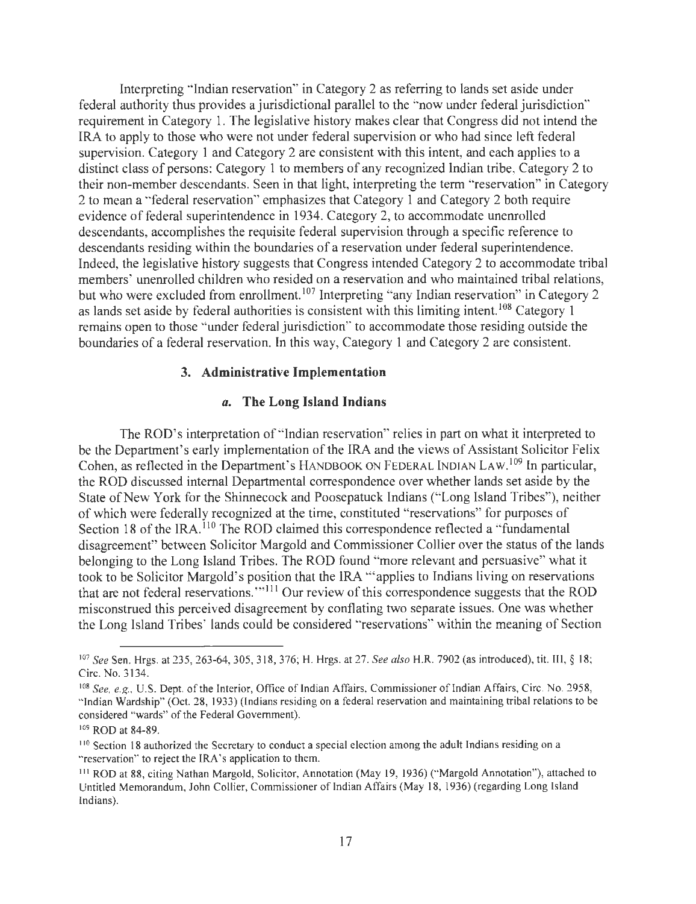Interpreting "Indian reservation" in Category 2 as referring to lands set aside under federal authority thus provides a jurisdictional parallel to the "now under federal jurisdiction" requirement in Category 1. The legislative history makes clear that Congress did not intend the IRA to apply to those who were not under federal supervision or who had since left federal supervision. Category 1 and Category 2 are consistent with this intent, and each applies to a distinct class of persons: Category 1 to members of any recognized Indian tribe, Category 2 to their non-member descendants. Seen in that light, interpreting the term "reservation" in Category 2 to mean a "federal reservation" emphasizes that Category 1 and Category 2 both require evidence of federal superintendence in 1934. Category 2, to accommodate unenrolled descendants, accomplishes the requisite federal supervision through a specific reference to descendants residing within the boundaries of a reservation under federal superintendence. Indeed, the legislative history suggests that Congress intended Category 2 to accommodate tribal members' unenrolled children who resided on a reservation and who maintained tribal relations, but who were excluded from enrollment.[107] Interpreting "any Indian reservation" in Category 2 as lands set aside by federal authorities is consistent with this limiting intent.[108] Category 1 remains open to those "under federal jurisdiction" to accommodate those residing outside the boundaries of a federal reservation. In this way, Category 1 and Category 2 are consistent.

### 3. Administrative Implementation

#### *a.* The Long Island Indians

The ROD's interpretation of "Indian reservation" relies in part on what it interpreted to be the Department's early implementation of the IRA and the views of Assistant Solicitor Felix Cohen, as reflected in the Department's HANDBOOK ON FEDERAL INDIAN LAW.[109] In particular, the ROD discussed internal Departmental correspondence over whether lands set aside by the State of New York for the Shinnecock and Poosepatuck Indians ("Long Island Tribes"), neither of which were federally recognized at the time, constituted "reservations" for purposes of Section 18 of the IRA.[110] The ROD claimed this correspondence reflected a "fundamental disagreement" between Solicitor Margold and Commissioner Collier over the status of the lands belonging to the Long Island Tribes. The ROD found "more relevant and persuasive" what it took to be Solicitor Margold's position that the IRA "'applies to Indians living on reservations that are not federal reservations.'"[111] Our review of this correspondence suggests that the ROD misconstrued this perceived disagreement by conflating two separate issues. One was whether the Long Island Tribes' lands could be considered "reservations" within the meaning of Section

---

[107] *See* Sen. Hrgs. at 235, 263-64, 305, 318, 376; H. Hrgs. at 27. *See also* H.R. 7902 (as introduced), tit. III, § 18; Circ. No. 3134.

[108] *See, e.g.*, U.S. Dept. of the Interior, Office of Indian Affairs, Commissioner of Indian Affairs, Circ. No. 2958, "Indian Wardship" (Oct. 28, 1933) (Indians residing on a federal reservation and maintaining tribal relations to be considered "wards" of the Federal Government).

[109] ROD at 84-89.

[110] Section 18 authorized the Secretary to conduct a special election among the adult Indians residing on a "reservation" to reject the IRA's application to them.

[111] ROD at 88, citing Nathan Margold, Solicitor, Annotation (May 19, 1936) ("Margold Annotation"), attached to Untitled Memorandum, John Collier, Commissioner of Indian Affairs (May 18, 1936) (regarding Long Island Indians).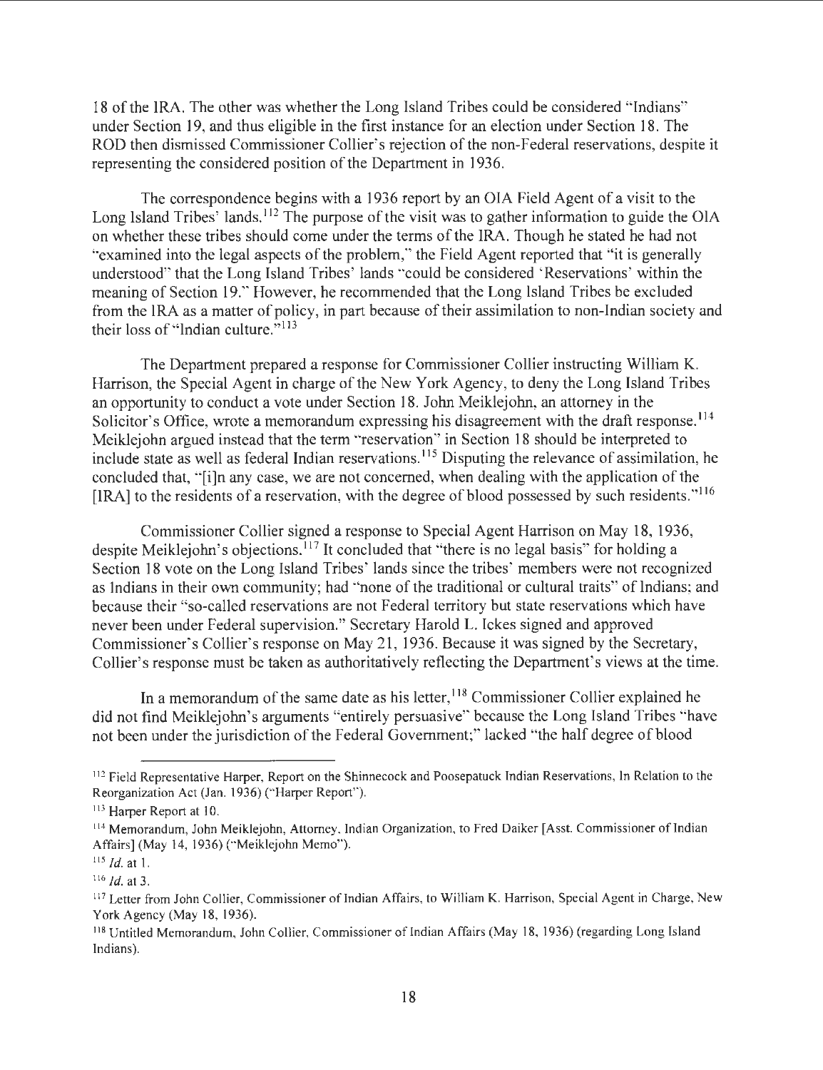18 of the IRA. The other was whether the Long Island Tribes could be considered "Indians" under Section 19, and thus eligible in the first instance for an election under Section 18. The ROD then dismissed Commissioner Collier's rejection of the non-Federal reservations, despite it representing the considered position of the Department in 1936.

The correspondence begins with a 1936 report by an OIA Field Agent of a visit to the Long Island Tribes' lands.[112] The purpose of the visit was to gather information to guide the OIA on whether these tribes should come under the terms of the IRA. Though he stated he had not "examined into the legal aspects of the problem," the Field Agent reported that "it is generally understood" that the Long Island Tribes' lands "could be considered 'Reservations' within the meaning of Section 19." However, he recommended that the Long Island Tribes be excluded from the IRA as a matter of policy, in part because of their assimilation to non-Indian society and their loss of "Indian culture."[113]

The Department prepared a response for Commissioner Collier instructing William K. Harrison, the Special Agent in charge of the New York Agency, to deny the Long Island Tribes an opportunity to conduct a vote under Section 18. John Meiklejohn, an attorney in the Solicitor's Office, wrote a memorandum expressing his disagreement with the draft response.[114] Meiklejohn argued instead that the term "reservation" in Section 18 should be interpreted to include state as well as federal Indian reservations.[115] Disputing the relevance of assimilation, he concluded that, "[i]n any case, we are not concerned, when dealing with the application of the [IRA] to the residents of a reservation, with the degree of blood possessed by such residents."[116]

Commissioner Collier signed a response to Special Agent Harrison on May 18, 1936, despite Meiklejohn's objections.[117] It concluded that "there is no legal basis" for holding a Section 18 vote on the Long Island Tribes' lands since the tribes' members were not recognized as Indians in their own community; had "none of the traditional or cultural traits" of Indians; and because their "so-called reservations are not Federal territory but state reservations which have never been under Federal supervision." Secretary Harold L. Ickes signed and approved Commissioner's Collier's response on May 21, 1936. Because it was signed by the Secretary, Collier's response must be taken as authoritatively reflecting the Department's views at the time.

In a memorandum of the same date as his letter,[118] Commissioner Collier explained he did not find Meiklejohn's arguments "entirely persuasive" because the Long Island Tribes "have not been under the jurisdiction of the Federal Government;" lacked "the half degree of blood

---

[112] Field Representative Harper, Report on the Shinnecock and Poosepatuck Indian Reservations, In Relation to the Reorganization Act (Jan. 1936) ("Harper Report").

[113] Harper Report at 10.

[114] Memorandum, John Meiklejohn, Attorney, Indian Organization, to Fred Daiker [Asst. Commissioner of Indian Affairs] (May 14, 1936) ("Meiklejohn Memo").

[115] *Id.* at 1.

[116] *Id.* at 3.

[117] Letter from John Collier, Commissioner of Indian Affairs, to William K. Harrison, Special Agent in Charge, New York Agency (May 18, 1936).

[118] Untitled Memorandum, John Collier, Commissioner of Indian Affairs (May 18, 1936) (regarding Long Island Indians).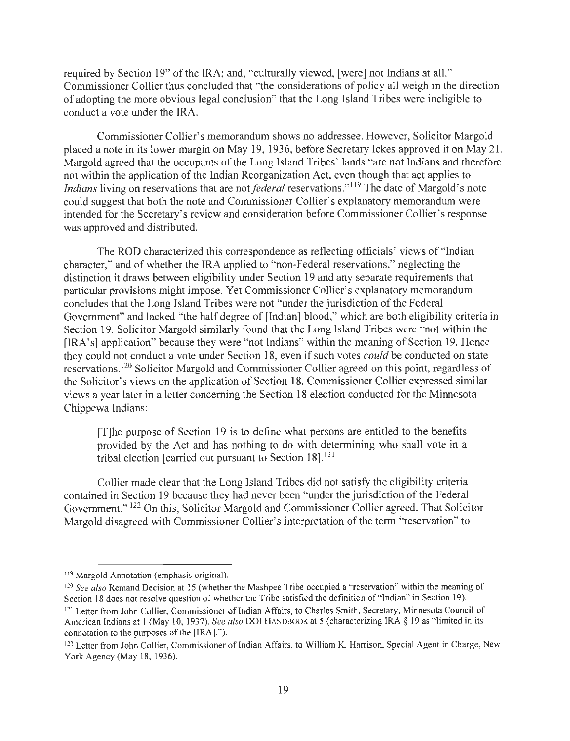required by Section 19" of the IRA; and, "culturally viewed, [were] not Indians at all." Commissioner Collier thus concluded that "the considerations of policy all weigh in the direction of adopting the more obvious legal conclusion" that the Long Island Tribes were ineligible to conduct a vote under the IRA.

Commissioner Collier's memorandum shows no addressee. However, Solicitor Margold placed a note in its lower margin on May 19, 1936, before Secretary Ickes approved it on May 21. Margold agreed that the occupants of the Long Island Tribes' lands "are not Indians and therefore not within the application of the Indian Reorganization Act, even though that act applies to *Indians* living on reservations that are not *federal* reservations."[119] The date of Margold's note could suggest that both the note and Commissioner Collier's explanatory memorandum were intended for the Secretary's review and consideration before Commissioner Collier's response was approved and distributed.

The ROD characterized this correspondence as reflecting officials' views of "Indian character," and of whether the IRA applied to "non-Federal reservations," neglecting the distinction it draws between eligibility under Section 19 and any separate requirements that particular provisions might impose. Yet Commissioner Collier's explanatory memorandum concludes that the Long Island Tribes were not "under the jurisdiction of the Federal Government" and lacked "the half degree of [Indian] blood," which are both eligibility criteria in Section 19. Solicitor Margold similarly found that the Long Island Tribes were "not within the [IRA's] application" because they were "not Indians" within the meaning of Section 19. Hence they could not conduct a vote under Section 18, even if such votes *could* be conducted on state reservations.[120] Solicitor Margold and Commissioner Collier agreed on this point, regardless of the Solicitor's views on the application of Section 18. Commissioner Collier expressed similar views a year later in a letter concerning the Section 18 election conducted for the Minnesota Chippewa Indians:

> [T]he purpose of Section 19 is to define what persons are entitled to the benefits provided by the Act and has nothing to do with determining who shall vote in a tribal election [carried out pursuant to Section 18].[121]

Collier made clear that the Long Island Tribes did not satisfy the eligibility criteria contained in Section 19 because they had never been "under the jurisdiction of the Federal Government." [122] On this, Solicitor Margold and Commissioner Collier agreed. That Solicitor Margold disagreed with Commissioner Collier's interpretation of the term "reservation" to

---

[119] Margold Annotation (emphasis original).

[120] *See also* Remand Decision at 15 (whether the Mashpee Tribe occupied a "reservation" within the meaning of Section 18 does not resolve question of whether the Tribe satisfied the definition of "Indian" in Section 19).

[121] Letter from John Collier, Commissioner of Indian Affairs, to Charles Smith, Secretary, Minnesota Council of American Indians at 1 (May 10, 1937). *See also* DOI HANDBOOK at 5 (characterizing IRA § 19 as "limited in its connotation to the purposes of the [IRA].").

[122] Letter from John Collier, Commissioner of Indian Affairs, to William K. Harrison, Special Agent in Charge, New York Agency (May 18, 1936).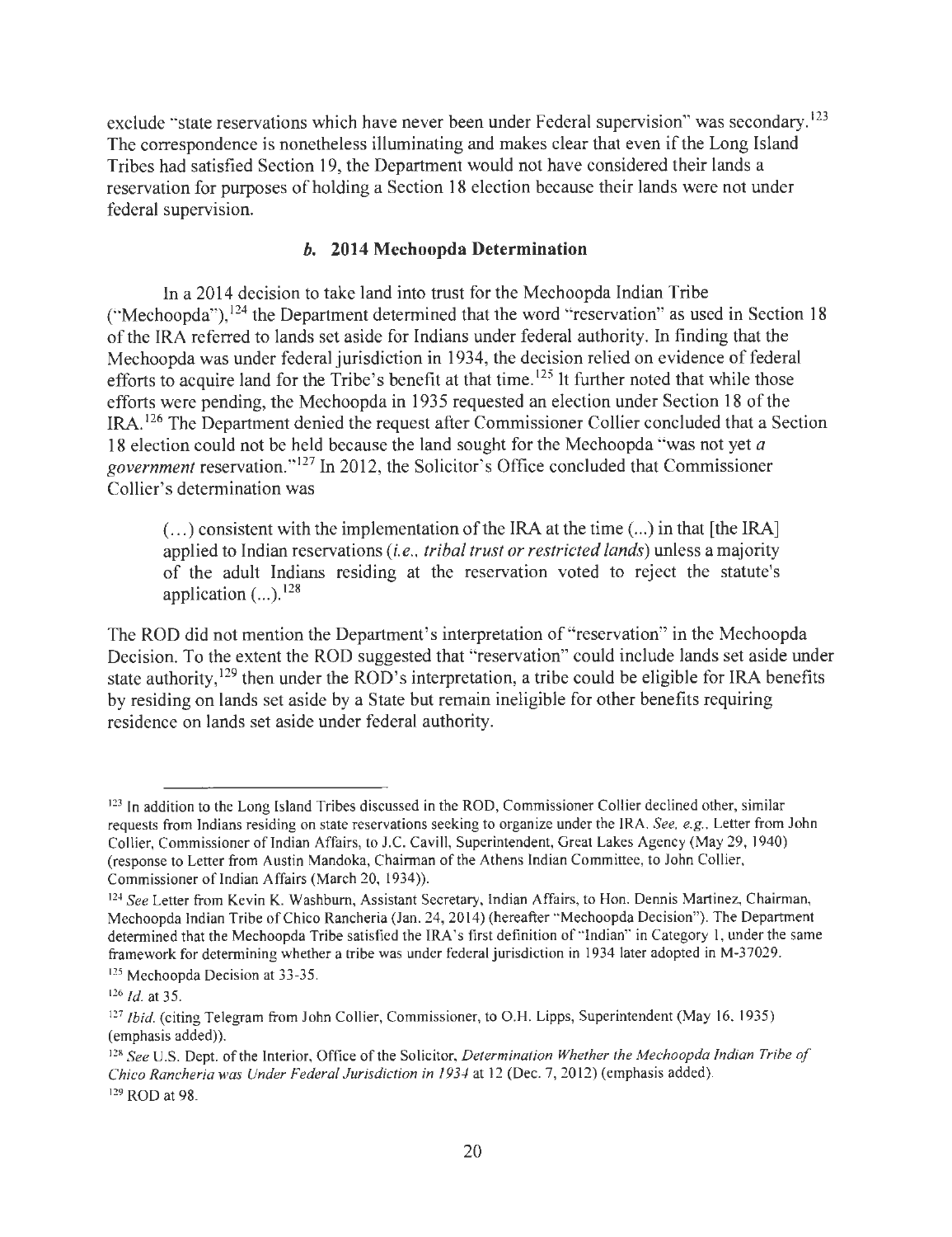exclude "state reservations which have never been under Federal supervision" was secondary.[123] The correspondence is nonetheless illuminating and makes clear that even if the Long Island Tribes had satisfied Section 19, the Department would not have considered their lands a reservation for purposes of holding a Section 18 election because their lands were not under federal supervision.

#### *b.* **2014 Mechoopda Determination**

In a 2014 decision to take land into trust for the Mechoopda Indian Tribe ("Mechoopda"),[124] the Department determined that the word "reservation" as used in Section 18 of the IRA referred to lands set aside for Indians under federal authority. In finding that the Mechoopda was under federal jurisdiction in 1934, the decision relied on evidence of federal efforts to acquire land for the Tribe's benefit at that time.[125] It further noted that while those efforts were pending, the Mechoopda in 1935 requested an election under Section 18 of the IRA.[126] The Department denied the request after Commissioner Collier concluded that a Section 18 election could not be held because the land sought for the Mechoopda "was not yet *a government* reservation."[127] In 2012, the Solicitor's Office concluded that Commissioner Collier's determination was

> (…) consistent with the implementation of the IRA at the time (...) in that [the IRA] applied to Indian reservations (*i.e., tribal trust or restricted lands*) unless a majority of the adult Indians residing at the reservation voted to reject the statute's application (...).[128]

The ROD did not mention the Department's interpretation of "reservation" in the Mechoopda Decision. To the extent the ROD suggested that "reservation" could include lands set aside under state authority,[129] then under the ROD's interpretation, a tribe could be eligible for IRA benefits by residing on lands set aside by a State but remain ineligible for other benefits requiring residence on lands set aside under federal authority.

---

[123] In addition to the Long Island Tribes discussed in the ROD, Commissioner Collier declined other, similar requests from Indians residing on state reservations seeking to organize under the IRA. *See, e.g.*, Letter from John Collier, Commissioner of Indian Affairs, to J.C. Cavill, Superintendent, Great Lakes Agency (May 29, 1940) (response to Letter from Austin Mandoka, Chairman of the Athens Indian Committee, to John Collier, Commissioner of Indian Affairs (March 20, 1934)).

[124] *See* Letter from Kevin K. Washburn, Assistant Secretary, Indian Affairs, to Hon. Dennis Martinez, Chairman, Mechoopda Indian Tribe of Chico Rancheria (Jan. 24, 2014) (hereafter "Mechoopda Decision"). The Department determined that the Mechoopda Tribe satisfied the IRA's first definition of "Indian" in Category 1, under the same framework for determining whether a tribe was under federal jurisdiction in 1934 later adopted in M-37029.

[125] Mechoopda Decision at 33-35.

[126] *Id.* at 35.

[127] *Ibid.* (citing Telegram from John Collier, Commissioner, to O.H. Lipps, Superintendent (May 16, 1935) (emphasis added)).

[128] *See* U.S. Dept. of the Interior, Office of the Solicitor, *Determination Whether the Mechoopda Indian Tribe of Chico Rancheria was Under Federal Jurisdiction in 1934* at 12 (Dec. 7, 2012) (emphasis added).

[129] ROD at 98.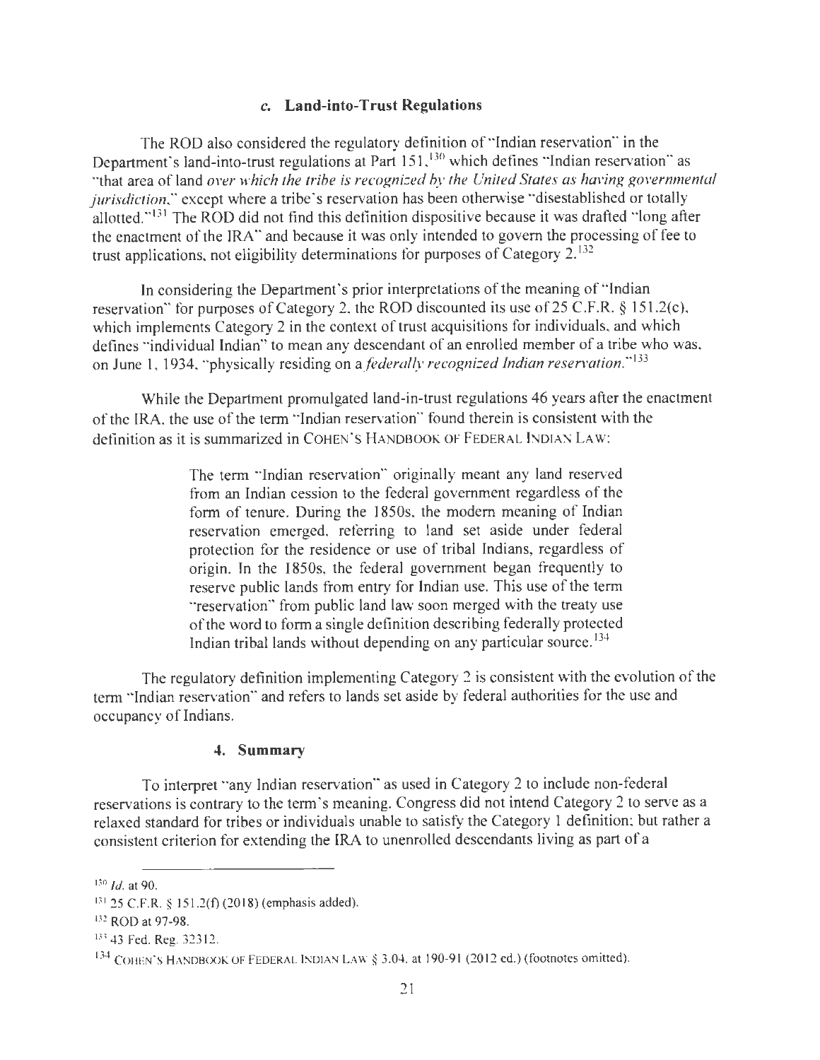### c. Land-into-Trust Regulations

The ROD also considered the regulatory definition of "Indian reservation" in the Department's land-into-trust regulations at Part 151,[130] which defines "Indian reservation" as "that area of land *over which the tribe is recognized by the United States as having governmental jurisdiction*," except where a tribe's reservation has been otherwise "disestablished or totally allotted."[131] The ROD did not find this definition dispositive because it was drafted "long after the enactment of the IRA" and because it was only intended to govern the processing of fee to trust applications, not eligibility determinations for purposes of Category 2.[132]

In considering the Department's prior interpretations of the meaning of "Indian reservation" for purposes of Category 2, the ROD discounted its use of 25 C.F.R. § 151.2(c), which implements Category 2 in the context of trust acquisitions for individuals, and which defines "individual Indian" to mean any descendant of an enrolled member of a tribe who was, on June 1, 1934, "physically residing on a *federally recognized Indian reservation*."[133]

While the Department promulgated land-in-trust regulations 46 years after the enactment of the IRA, the use of the term "Indian reservation" found therein is consistent with the definition as it is summarized in COHEN'S HANDBOOK OF FEDERAL INDIAN LAW:

> The term "Indian reservation" originally meant any land reserved from an Indian cession to the federal government regardless of the form of tenure. During the 1850s, the modern meaning of Indian reservation emerged, referring to land set aside under federal protection for the residence or use of tribal Indians, regardless of origin. In the 1850s, the federal government began frequently to reserve public lands from entry for Indian use. This use of the term "reservation" from public land law soon merged with the treaty use of the word to form a single definition describing federally protected Indian tribal lands without depending on any particular source.[134]

The regulatory definition implementing Category 2 is consistent with the evolution of the term "Indian reservation" and refers to lands set aside by federal authorities for the use and occupancy of Indians.

### 4. Summary

To interpret "any Indian reservation" as used in Category 2 to include non-federal reservations is contrary to the term's meaning. Congress did not intend Category 2 to serve as a relaxed standard for tribes or individuals unable to satisfy the Category 1 definition; but rather a consistent criterion for extending the IRA to unenrolled descendants living as part of a

---

[130] *Id.* at 90.

[131] 25 C.F.R. § 151.2(f) (2018) (emphasis added).

[132] ROD at 97-98.

[133] 43 Fed. Reg. 32312.

[134] COHEN'S HANDBOOK OF FEDERAL INDIAN LAW § 3.04, at 190-91 (2012 ed.) (footnotes omitted).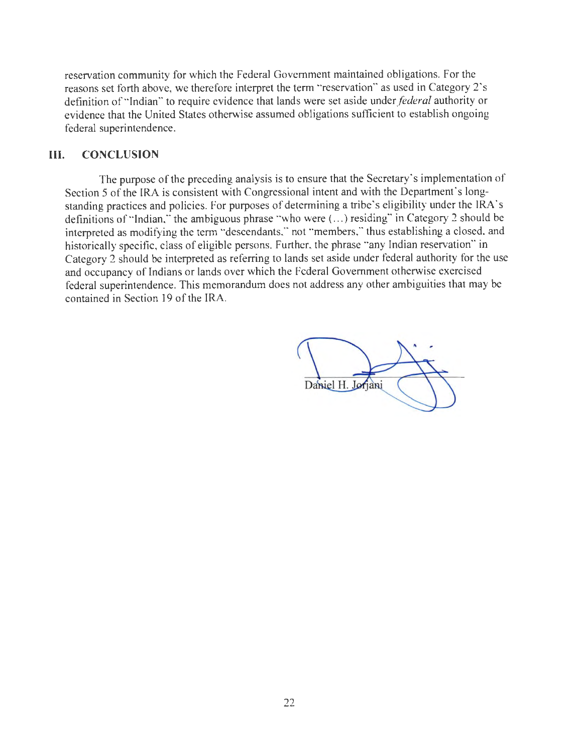reservation community for which the Federal Government maintained obligations. For the reasons set forth above, we therefore interpret the term "reservation" as used in Category 2's definition of "Indian" to require evidence that lands were set aside under *federal* authority or evidence that the United States otherwise assumed obligations sufficient to establish ongoing federal superintendence.

## III. CONCLUSION

The purpose of the preceding analysis is to ensure that the Secretary's implementation of Section 5 of the IRA is consistent with Congressional intent and with the Department's long-standing practices and policies. For purposes of determining a tribe's eligibility under the IRA's definitions of "Indian," the ambiguous phrase "who were (…) residing" in Category 2 should be interpreted as modifying the term "descendants," not "members," thus establishing a closed, and historically specific, class of eligible persons. Further, the phrase "any Indian reservation" in Category 2 should be interpreted as referring to lands set aside under federal authority for the use and occupancy of Indians or lands over which the Federal Government otherwise exercised federal superintendence. This memorandum does not address any other ambiguities that may be contained in Section 19 of the IRA.

Daniel H. Jorjani